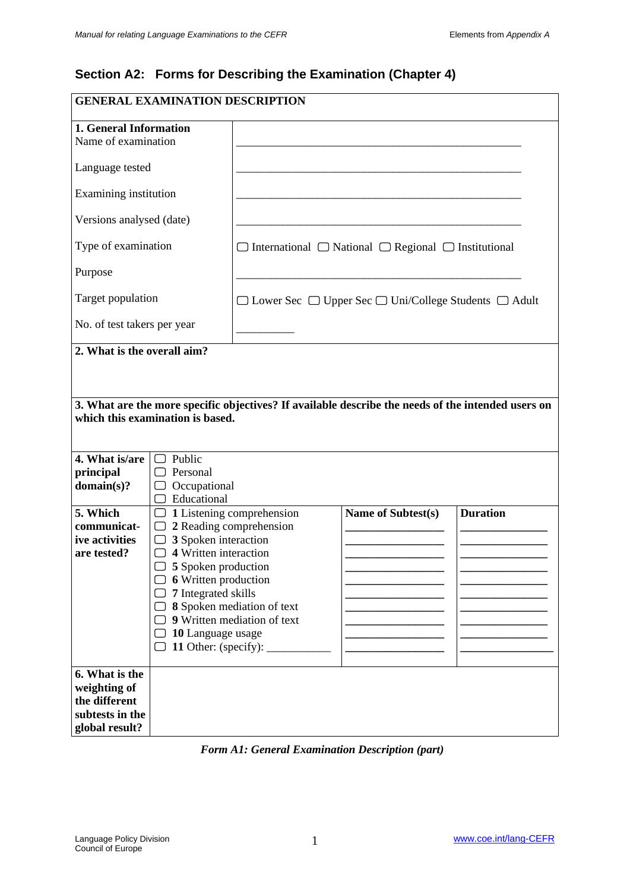## Section A2: Forms for Describing the Examination (Chapter 4)

**GENERAL EXAMINATION DESCRIPTION**

| **1. General Information** | |
|---|---|
| Name of examination | ______________________________________________ |
| Language tested | ______________________________________________ |
| Examining institution | ______________________________________________ |
| Versions analysed (date) | ______________________________________________ |
| Type of examination | ▢ International ▢ National ▢ Regional ▢ Institutional |
| Purpose | ______________________________________________ |
| Target population | ▢ Lower Sec ▢ Upper Sec ▢ Uni/College Students ▢ Adult |
| No. of test takers per year | __________ |

**2. What is the overall aim?**

**3. What are the more specific objectives? If available describe the needs of the intended users on which this examination is based.**

| **4. What is/are principal domain(s)?** | ▢ Public<br>▢ Personal<br>▢ Occupational<br>▢ Educational | | |
|---|---|---|---|
| **5. Which communicative activities are tested?** | | **Name of Subtest(s)** | **Duration** |
| | ▢ **1** Listening comprehension | ________________ | ______________ |
| | ▢ **2** Reading comprehension | ________________ | ______________ |
| | ▢ **3** Spoken interaction | ________________ | ______________ |
| | ▢ **4** Written interaction | ________________ | ______________ |
| | ▢ **5** Spoken production | ________________ | ______________ |
| | ▢ **6** Written production | ________________ | ______________ |
| | ▢ **7** Integrated skills | ________________ | ______________ |
| | ▢ **8** Spoken mediation of text | ________________ | ______________ |
| | ▢ **9** Written mediation of text | ________________ | ______________ |
| | ▢ **10** Language usage | ________________ | ______________ |
| | ▢ **11** Other: (specify): ___________ | ________________ | ______________ |
| **6. What is the weighting of the different subtests in the global result?** | | | |

*Form A1: General Examination Description (part)*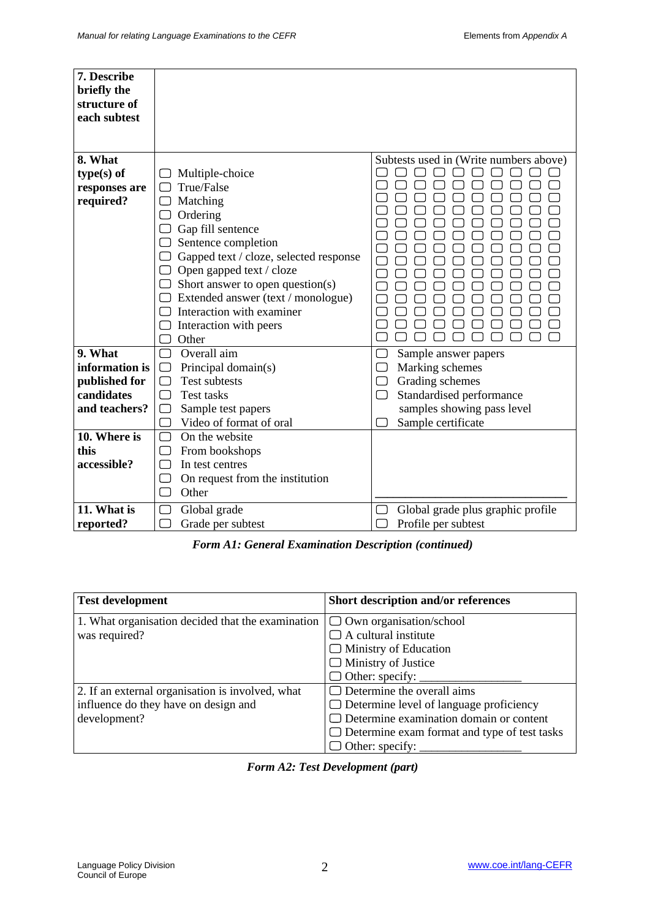| | | |
|---|---|---|
| **7. Describe briefly the structure of each subtest** | | |
| **8. What type(s) of responses are required?** | ☐ Multiple-choice<br>☐ True/False<br>☐ Matching<br>☐ Ordering<br>☐ Gap fill sentence<br>☐ Sentence completion<br>☐ Gapped text / cloze, selected response<br>☐ Open gapped text / cloze<br>☐ Short answer to open question(s)<br>☐ Extended answer (text / monologue)<br>☐ Interaction with examiner<br>☐ Interaction with peers<br>☐ Other | Subtests used in (Write numbers above)<br>☐ ☐ ☐ ☐ ☐ ☐ ☐ ☐ ☐ ☐<br>☐ ☐ ☐ ☐ ☐ ☐ ☐ ☐ ☐ ☐<br>☐ ☐ ☐ ☐ ☐ ☐ ☐ ☐ ☐ ☐<br>☐ ☐ ☐ ☐ ☐ ☐ ☐ ☐ ☐ ☐<br>☐ ☐ ☐ ☐ ☐ ☐ ☐ ☐ ☐ ☐<br>☐ ☐ ☐ ☐ ☐ ☐ ☐ ☐ ☐ ☐<br>☐ ☐ ☐ ☐ ☐ ☐ ☐ ☐ ☐ ☐<br>☐ ☐ ☐ ☐ ☐ ☐ ☐ ☐ ☐ ☐<br>☐ ☐ ☐ ☐ ☐ ☐ ☐ ☐ ☐ ☐<br>☐ ☐ ☐ ☐ ☐ ☐ ☐ ☐ ☐ ☐<br>☐ ☐ ☐ ☐ ☐ ☐ ☐ ☐ ☐ ☐<br>☐ ☐ ☐ ☐ ☐ ☐ ☐ ☐ ☐ ☐<br>☐ ☐ ☐ ☐ ☐ ☐ ☐ ☐ ☐ ☐<br>☐ ☐ ☐ ☐ ☐ ☐ ☐ ☐ ☐ ☐ |
| **9. What information is published for candidates and teachers?** | ☐ Overall aim<br>☐ Principal domain(s)<br>☐ Test subtests<br>☐ Test tasks<br>☐ Sample test papers<br>☐ Video of format of oral | ☐ Sample answer papers<br>☐ Marking schemes<br>☐ Grading schemes<br>☐ Standardised performance samples showing pass level<br>☐ Sample certificate |
| **10. Where is this accessible?** | ☐ On the website<br>☐ From bookshops<br>☐ In test centres<br>☐ On request from the institution<br>☐ Other | ________________________________ |
| **11. What is reported?** | ☐ Global grade<br>☐ Grade per subtest | ☐ Global grade plus graphic profile<br>☐ Profile per subtest |

***Form A1: General Examination Description (continued)***

| **Test development** | **Short description and/or references** |
|---|---|
| 1. What organisation decided that the examination was required? | ☐ Own organisation/school<br>☐ A cultural institute<br>☐ Ministry of Education<br>☐ Ministry of Justice<br>☐ Other: specify: ________________ |
| 2. If an external organisation is involved, what influence do they have on design and development? | ☐ Determine the overall aims<br>☐ Determine level of language proficiency<br>☐ Determine examination domain or content<br>☐ Determine exam format and type of test tasks<br>☐ Other: specify: ________________ |

***Form A2: Test Development (part)***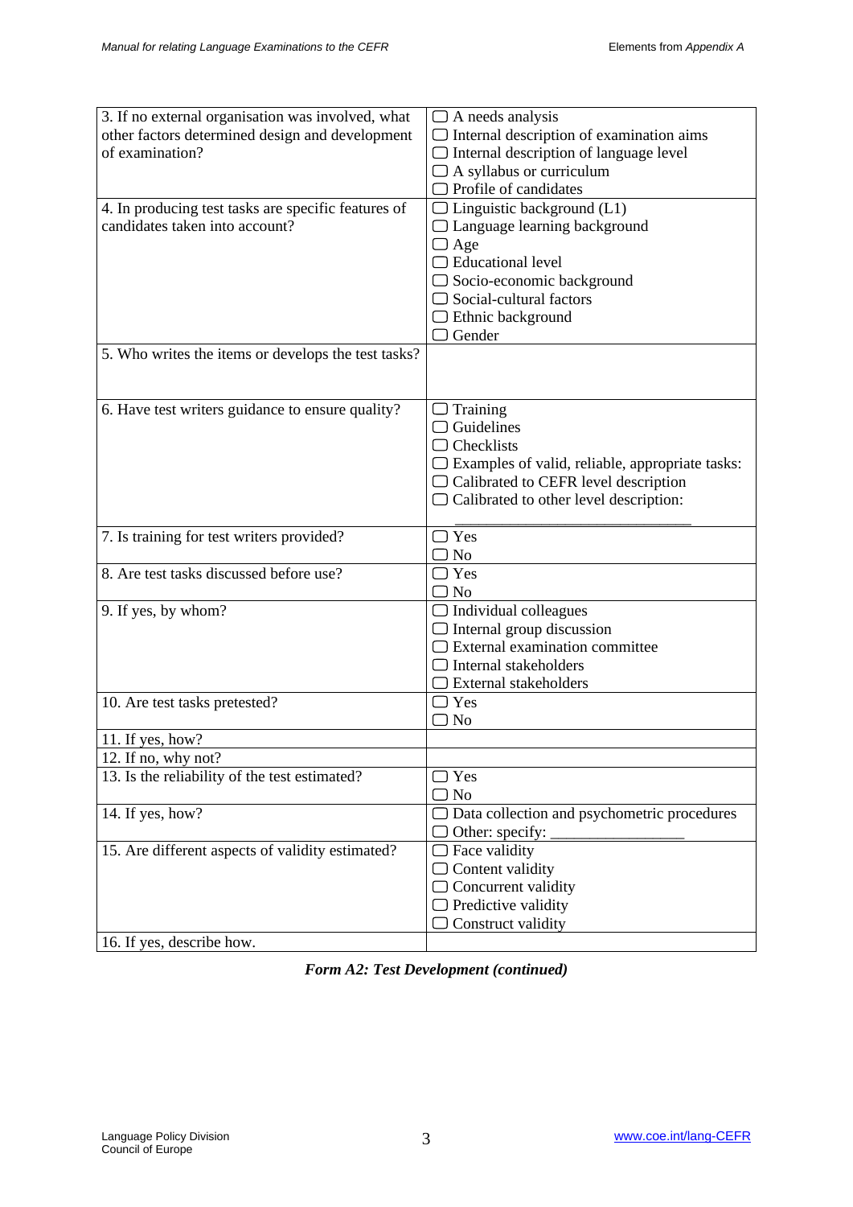| | |
|---|---|
| 3. If no external organisation was involved, what other factors determined design and development of examination? | ▢ A needs analysis<br>▢ Internal description of examination aims<br>▢ Internal description of language level<br>▢ A syllabus or curriculum<br>▢ Profile of candidates |
| 4. In producing test tasks are specific features of candidates taken into account? | ▢ Linguistic background (L1)<br>▢ Language learning background<br>▢ Age<br>▢ Educational level<br>▢ Socio-economic background<br>▢ Social-cultural factors<br>▢ Ethnic background<br>▢ Gender |
| 5. Who writes the items or develops the test tasks? | |
| 6. Have test writers guidance to ensure quality? | ▢ Training<br>▢ Guidelines<br>▢ Checklists<br>▢ Examples of valid, reliable, appropriate tasks:<br>▢ Calibrated to CEFR level description<br>▢ Calibrated to other level description:<br>_____________________________ |
| 7. Is training for test writers provided? | ▢ Yes<br>▢ No |
| 8. Are test tasks discussed before use? | ▢ Yes<br>▢ No |
| 9. If yes, by whom? | ▢ Individual colleagues<br>▢ Internal group discussion<br>▢ External examination committee<br>▢ Internal stakeholders<br>▢ External stakeholders |
| 10. Are test tasks pretested? | ▢ Yes<br>▢ No |
| 11. If yes, how? | |
| 12. If no, why not? | |
| 13. Is the reliability of the test estimated? | ▢ Yes<br>▢ No |
| 14. If yes, how? | ▢ Data collection and psychometric procedures<br>▢ Other: specify: ________________ |
| 15. Are different aspects of validity estimated? | ▢ Face validity<br>▢ Content validity<br>▢ Concurrent validity<br>▢ Predictive validity<br>▢ Construct validity |
| 16. If yes, describe how. | |

***Form A2: Test Development (continued)***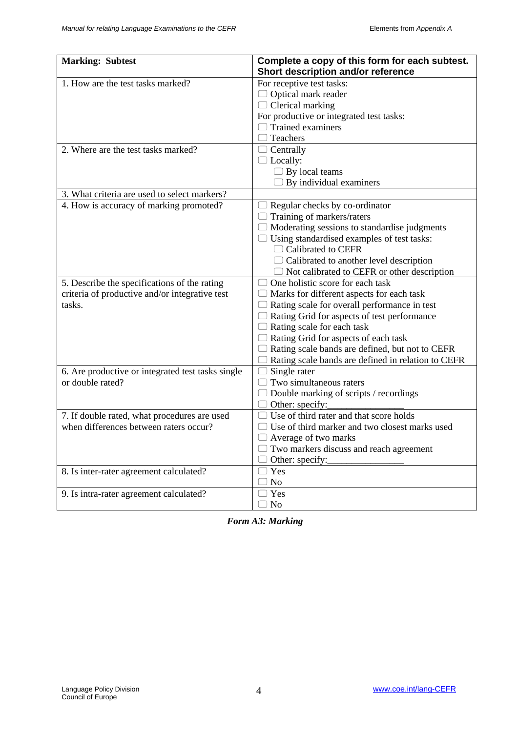| Marking: Subtest | Complete a copy of this form for each subtest. Short description and/or reference |
|---|---|
| 1. How are the test tasks marked? | For receptive test tasks:<br>☐ Optical mark reader<br>☐ Clerical marking<br>For productive or integrated test tasks:<br>☐ Trained examiners<br>☐ Teachers |
| 2. Where are the test tasks marked? | ☐ Centrally<br>☐ Locally:<br>  ☐ By local teams<br>  ☐ By individual examiners |
| 3. What criteria are used to select markers? | |
| 4. How is accuracy of marking promoted? | ☐ Regular checks by co-ordinator<br>☐ Training of markers/raters<br>☐ Moderating sessions to standardise judgments<br>☐ Using standardised examples of test tasks:<br>  ☐ Calibrated to CEFR<br>  ☐ Calibrated to another level description<br>  ☐ Not calibrated to CEFR or other description |
| 5. Describe the specifications of the rating criteria of productive and/or integrative test tasks. | ☐ One holistic score for each task<br>☐ Marks for different aspects for each task<br>☐ Rating scale for overall performance in test<br>☐ Rating Grid for aspects of test performance<br>☐ Rating scale for each task<br>☐ Rating Grid for aspects of each task<br>☐ Rating scale bands are defined, but not to CEFR<br>☐ Rating scale bands are defined in relation to CEFR |
| 6. Are productive or integrated test tasks single or double rated? | ☐ Single rater<br>☐ Two simultaneous raters<br>☐ Double marking of scripts / recordings<br>☐ Other: specify:_______________ |
| 7. If double rated, what procedures are used when differences between raters occur? | ☐ Use of third rater and that score holds<br>☐ Use of third marker and two closest marks used<br>☐ Average of two marks<br>☐ Two markers discuss and reach agreement<br>☐ Other: specify:_______________ |
| 8. Is inter-rater agreement calculated? | ☐ Yes<br>☐ No |
| 9. Is intra-rater agreement calculated? | ☐ Yes<br>☐ No |

***Form A3: Marking***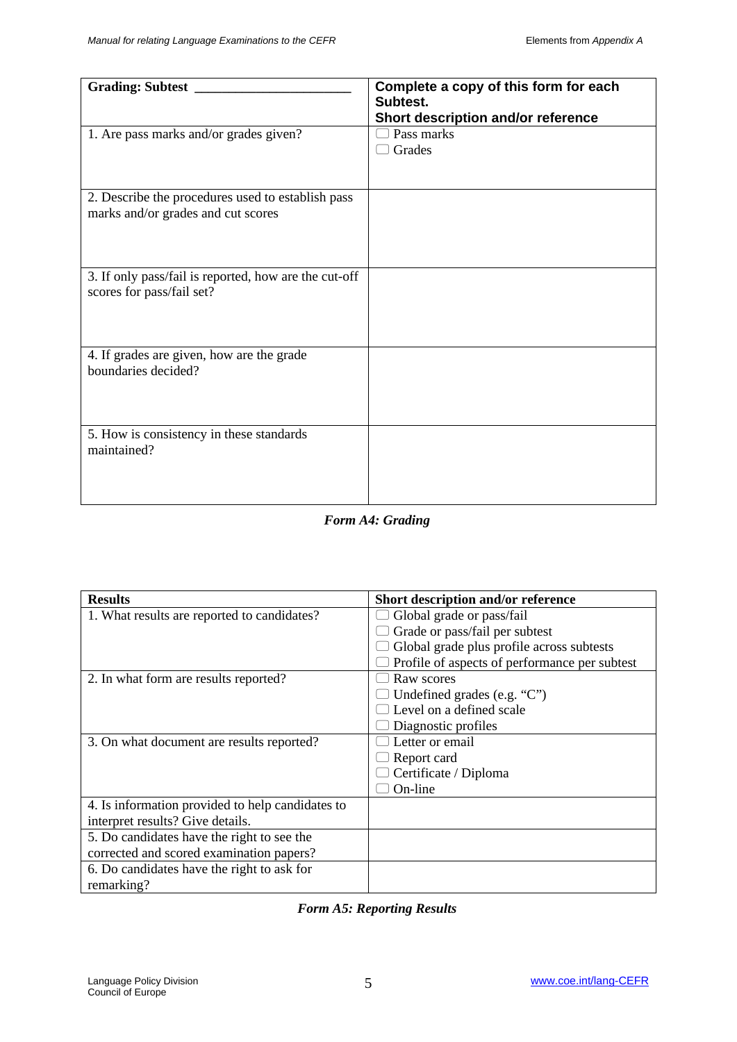| Grading: Subtest ______________________ | Complete a copy of this form for each Subtest. **Short description and/or reference** |
|---|---|
| 1. Are pass marks and/or grades given? | ☐ Pass marks<br>☐ Grades |
| 2. Describe the procedures used to establish pass marks and/or grades and cut scores | |
| 3. If only pass/fail is reported, how are the cut-off scores for pass/fail set? | |
| 4. If grades are given, how are the grade boundaries decided? | |
| 5. How is consistency in these standards maintained? | |

*Form A4: Grading*

| Results | Short description and/or reference |
|---|---|
| 1. What results are reported to candidates? | ☐ Global grade or pass/fail<br>☐ Grade or pass/fail per subtest<br>☐ Global grade plus profile across subtests<br>☐ Profile of aspects of performance per subtest |
| 2. In what form are results reported? | ☐ Raw scores<br>☐ Undefined grades (e.g. "C")<br>☐ Level on a defined scale<br>☐ Diagnostic profiles |
| 3. On what document are results reported? | ☐ Letter or email<br>☐ Report card<br>☐ Certificate / Diploma<br>☐ On-line |
| 4. Is information provided to help candidates to interpret results? Give details. | |
| 5. Do candidates have the right to see the corrected and scored examination papers? | |
| 6. Do candidates have the right to ask for remarking? | |

*Form A5: Reporting Results*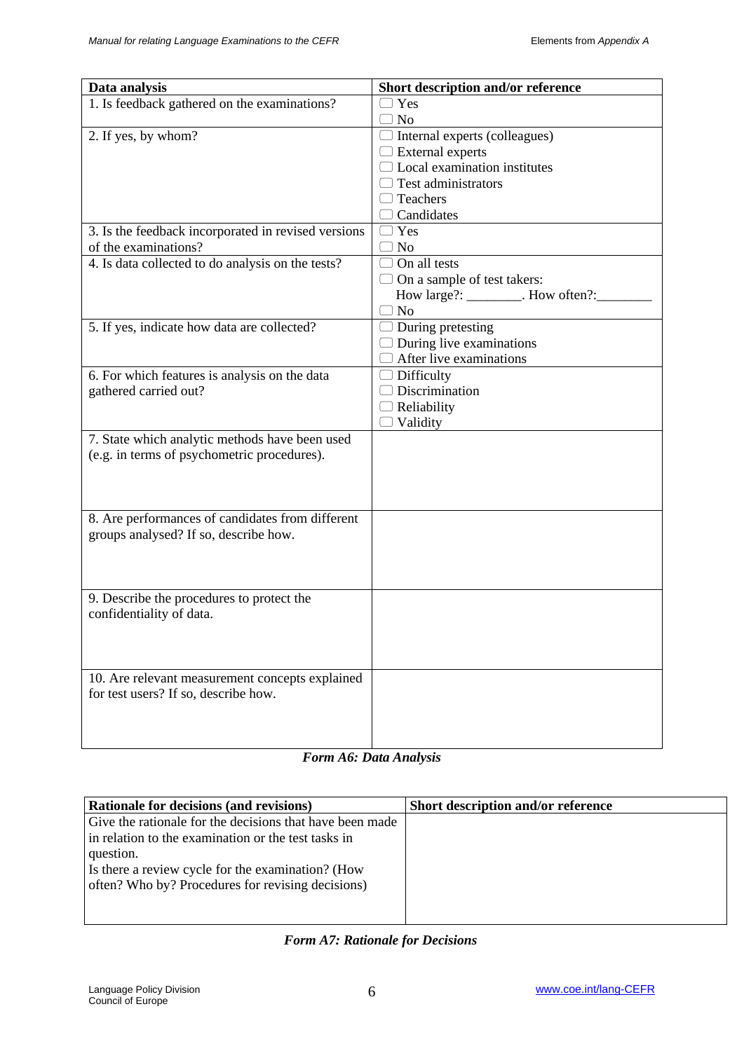| Data analysis | Short description and/or reference |
|---|---|
| 1. Is feedback gathered on the examinations? | ☐ Yes<br>☐ No |
| 2. If yes, by whom? | ☐ Internal experts (colleagues)<br>☐ External experts<br>☐ Local examination institutes<br>☐ Test administrators<br>☐ Teachers<br>☐ Candidates |
| 3. Is the feedback incorporated in revised versions of the examinations? | ☐ Yes<br>☐ No |
| 4. Is data collected to do analysis on the tests? | ☐ On all tests<br>☐ On a sample of test takers:<br>How large?: ________. How often?:________<br>☐ No |
| 5. If yes, indicate how data are collected? | ☐ During pretesting<br>☐ During live examinations<br>☐ After live examinations |
| 6. For which features is analysis on the data gathered carried out? | ☐ Difficulty<br>☐ Discrimination<br>☐ Reliability<br>☐ Validity |
| 7. State which analytic methods have been used (e.g. in terms of psychometric procedures). | |
| 8. Are performances of candidates from different groups analysed? If so, describe how. | |
| 9. Describe the procedures to protect the confidentiality of data. | |
| 10. Are relevant measurement concepts explained for test users? If so, describe how. | |

***Form A6: Data Analysis***

| Rationale for decisions (and revisions) | Short description and/or reference |
|---|---|
| Give the rationale for the decisions that have been made in relation to the examination or the test tasks in question.<br>Is there a review cycle for the examination? (How often? Who by? Procedures for revising decisions) | |

***Form A7: Rationale for Decisions***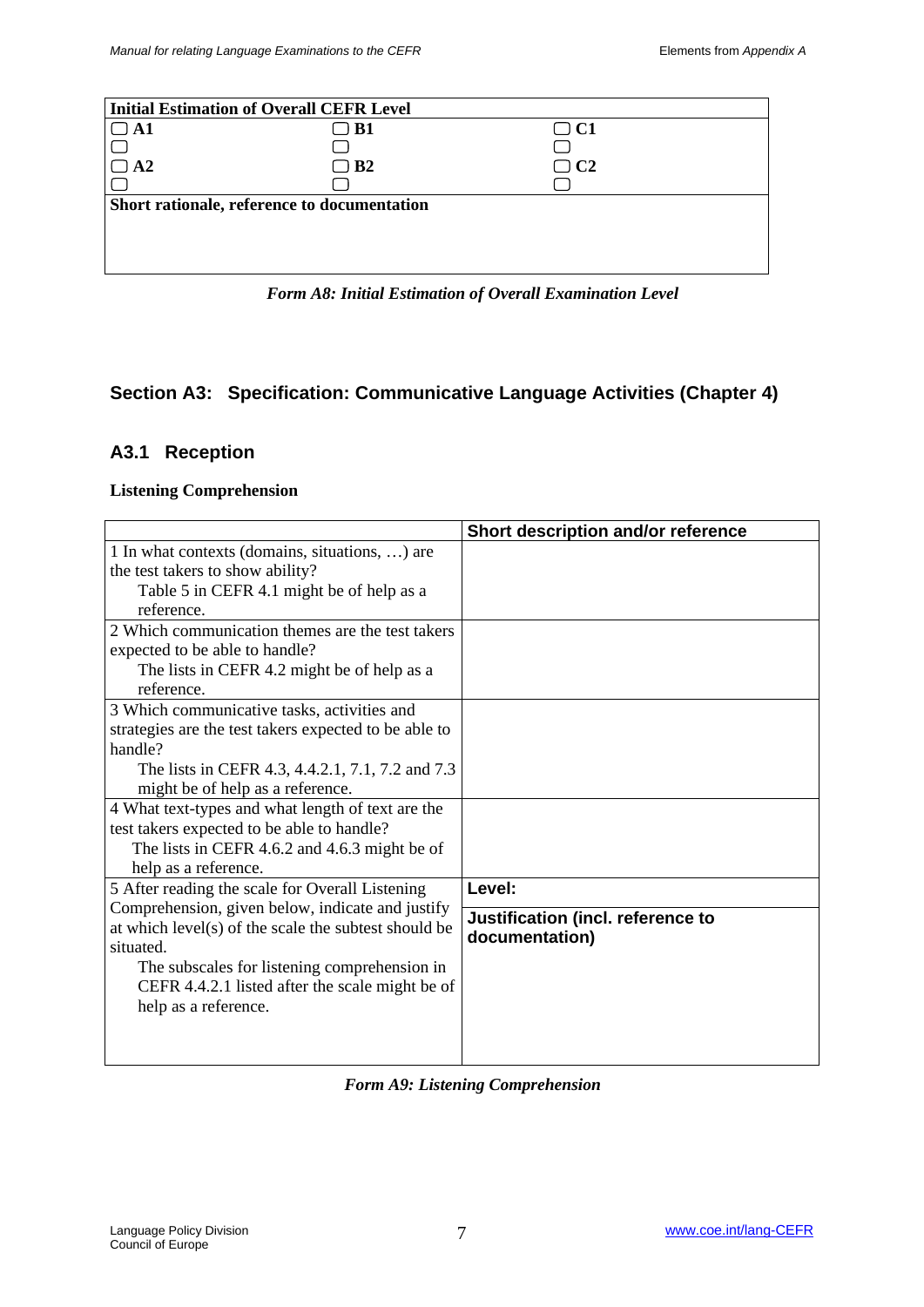| Initial Estimation of Overall CEFR Level | | |
|---|---|---|
| ☐ A1 | ☐ B1 | ☐ C1 |
| ☐ | ☐ | ☐ |
| ☐ A2 | ☐ B2 | ☐ C2 |
| ☐ | ☐ | ☐ |
| **Short rationale, reference to documentation** | | |
| | | |

*Form A8: Initial Estimation of Overall Examination Level*

## Section A3: Specification: Communicative Language Activities (Chapter 4)

### A3.1 Reception

**Listening Comprehension**

| | Short description and/or reference |
|---|---|
| 1 In what contexts (domains, situations, …) are the test takers to show ability? Table 5 in CEFR 4.1 might be of help as a reference. | |
| 2 Which communication themes are the test takers expected to be able to handle? The lists in CEFR 4.2 might be of help as a reference. | |
| 3 Which communicative tasks, activities and strategies are the test takers expected to be able to handle? The lists in CEFR 4.3, 4.4.2.1, 7.1, 7.2 and 7.3 might be of help as a reference. | |
| 4 What text-types and what length of text are the test takers expected to be able to handle? The lists in CEFR 4.6.2 and 4.6.3 might be of help as a reference. | |
| 5 After reading the scale for Overall Listening Comprehension, given below, indicate and justify at which level(s) of the scale the subtest should be situated. The subscales for listening comprehension in CEFR 4.4.2.1 listed after the scale might be of help as a reference. | **Level:** <br> **Justification (incl. reference to documentation)** |

*Form A9: Listening Comprehension*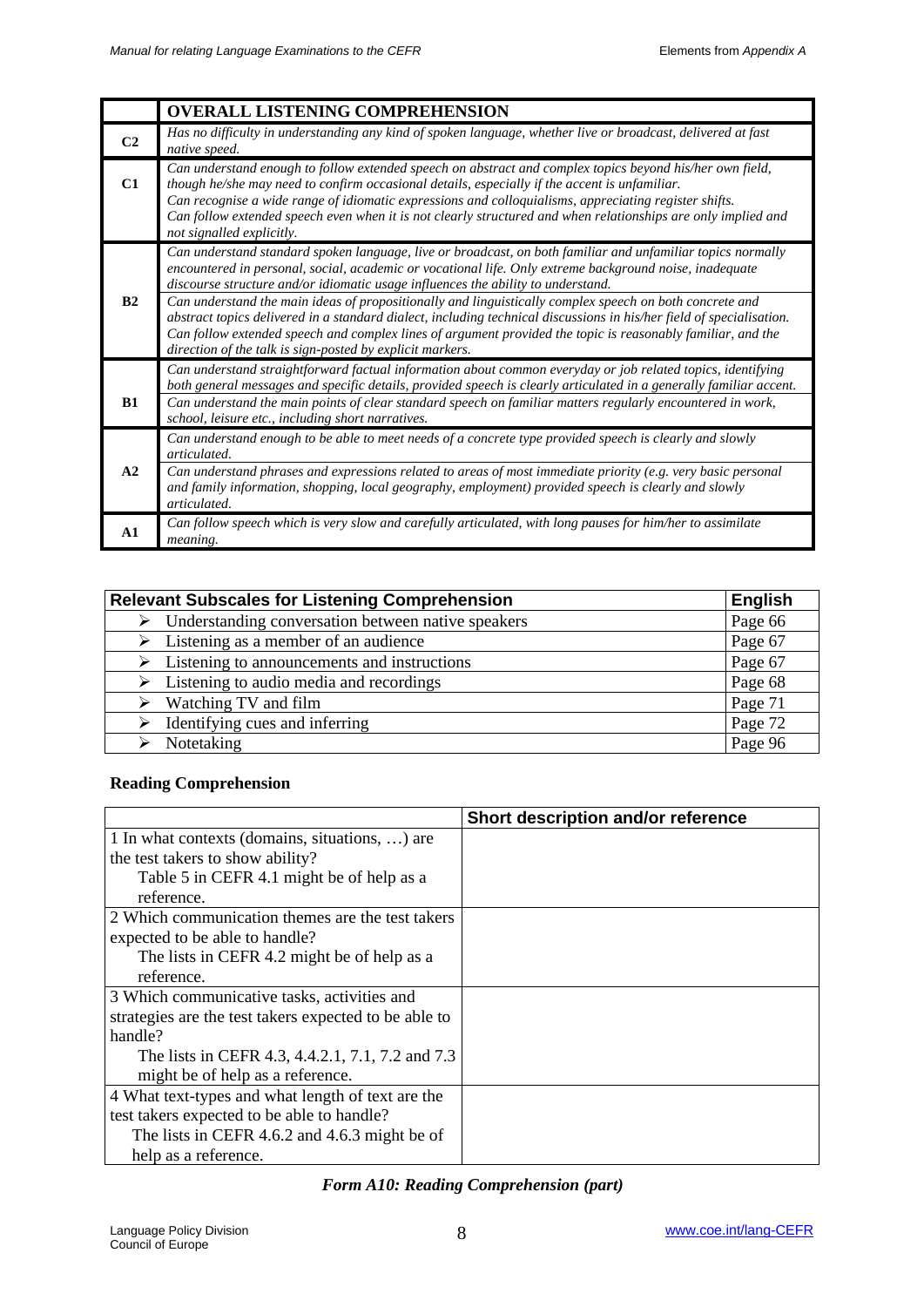| | OVERALL LISTENING COMPREHENSION |
|---|---|
| C2 | *Has no difficulty in understanding any kind of spoken language, whether live or broadcast, delivered at fast native speed.* |
| C1 | *Can understand enough to follow extended speech on abstract and complex topics beyond his/her own field, though he/she may need to confirm occasional details, especially if the accent is unfamiliar.*<br>*Can recognise a wide range of idiomatic expressions and colloquialisms, appreciating register shifts.*<br>*Can follow extended speech even when it is not clearly structured and when relationships are only implied and not signalled explicitly.* |
| B2 | *Can understand standard spoken language, live or broadcast, on both familiar and unfamiliar topics normally encountered in personal, social, academic or vocational life. Only extreme background noise, inadequate discourse structure and/or idiomatic usage influences the ability to understand.*<br>*Can understand the main ideas of propositionally and linguistically complex speech on both concrete and abstract topics delivered in a standard dialect, including technical discussions in his/her field of specialisation.*<br>*Can follow extended speech and complex lines of argument provided the topic is reasonably familiar, and the direction of the talk is sign-posted by explicit markers.* |
| B1 | *Can understand straightforward factual information about common everyday or job related topics, identifying both general messages and specific details, provided speech is clearly articulated in a generally familiar accent.*<br>*Can understand the main points of clear standard speech on familiar matters regularly encountered in work, school, leisure etc., including short narratives.* |
| A2 | *Can understand enough to be able to meet needs of a concrete type provided speech is clearly and slowly articulated.*<br>*Can understand phrases and expressions related to areas of most immediate priority (e.g. very basic personal and family information, shopping, local geography, employment) provided speech is clearly and slowly articulated.* |
| A1 | *Can follow speech which is very slow and carefully articulated, with long pauses for him/her to assimilate meaning.* |

| Relevant Subscales for Listening Comprehension | English |
|---|---|
| ➢ Understanding conversation between native speakers | Page 66 |
| ➢ Listening as a member of an audience | Page 67 |
| ➢ Listening to announcements and instructions | Page 67 |
| ➢ Listening to audio media and recordings | Page 68 |
| ➢ Watching TV and film | Page 71 |
| ➢ Identifying cues and inferring | Page 72 |
| ➢ Notetaking | Page 96 |

## Reading Comprehension

| | Short description and/or reference |
|---|---|
| 1 In what contexts (domains, situations, …) are the test takers to show ability?<br>Table 5 in CEFR 4.1 might be of help as a reference. | |
| 2 Which communication themes are the test takers expected to be able to handle?<br>The lists in CEFR 4.2 might be of help as a reference. | |
| 3 Which communicative tasks, activities and strategies are the test takers expected to be able to handle?<br>The lists in CEFR 4.3, 4.4.2.1, 7.1, 7.2 and 7.3 might be of help as a reference. | |
| 4 What text-types and what length of text are the test takers expected to be able to handle?<br>The lists in CEFR 4.6.2 and 4.6.3 might be of help as a reference. | |

*Form A10: Reading Comprehension (part)*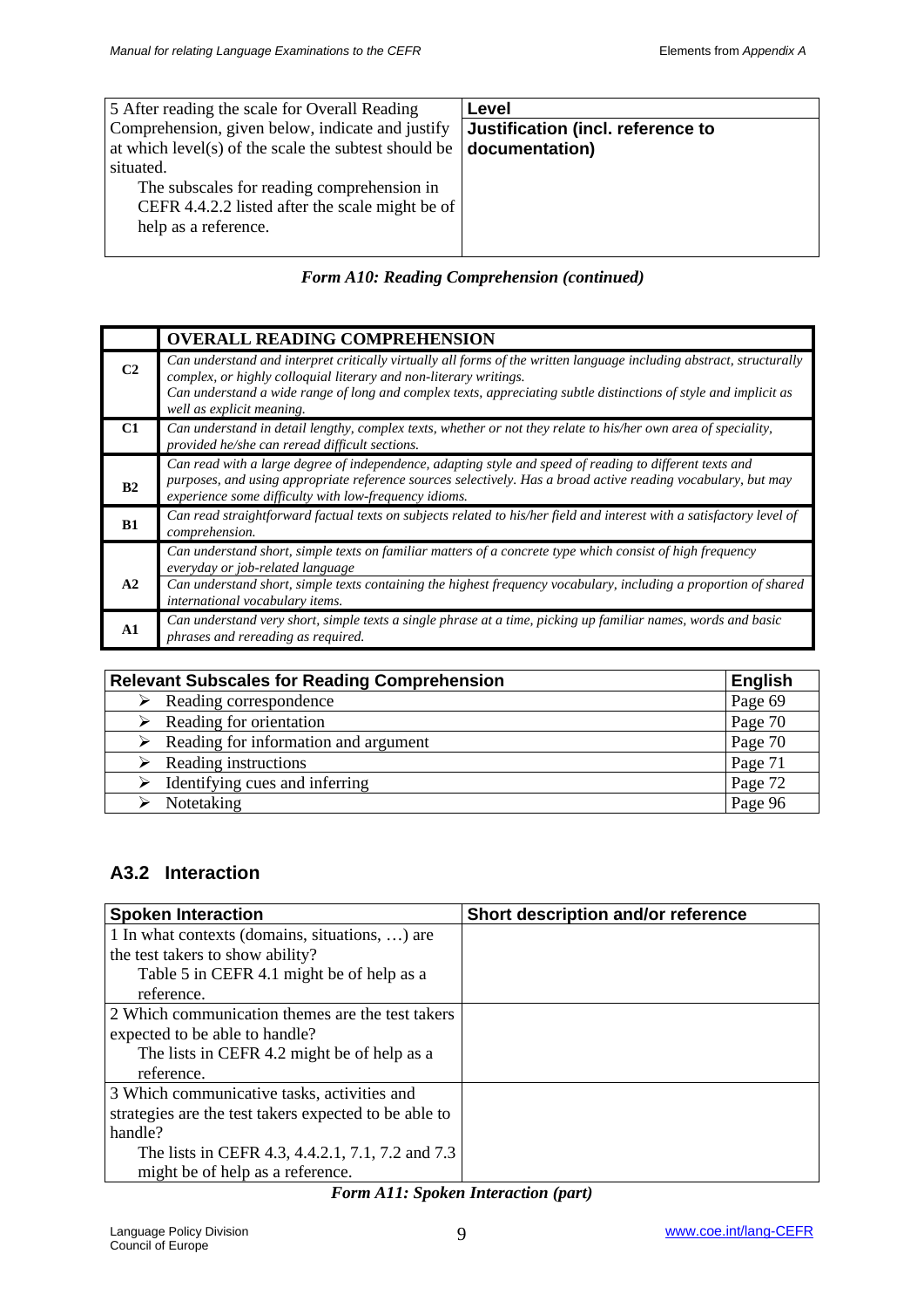| 5 After reading the scale for Overall Reading Comprehension, given below, indicate and justify at which level(s) of the scale the subtest should be situated.<br>The subscales for reading comprehension in CEFR 4.4.2.2 listed after the scale might be of help as a reference. | **Level**<br>**Justification (incl. reference to documentation)** |
|---|---|

***Form A10: Reading Comprehension (continued)***

| | **OVERALL READING COMPREHENSION** |
|---|---|
| **C2** | *Can understand and interpret critically virtually all forms of the written language including abstract, structurally complex, or highly colloquial literary and non-literary writings.*<br>*Can understand a wide range of long and complex texts, appreciating subtle distinctions of style and implicit as well as explicit meaning.* |
| **C1** | *Can understand in detail lengthy, complex texts, whether or not they relate to his/her own area of speciality, provided he/she can reread difficult sections.* |
| **B2** | *Can read with a large degree of independence, adapting style and speed of reading to different texts and purposes, and using appropriate reference sources selectively. Has a broad active reading vocabulary, but may experience some difficulty with low-frequency idioms.* |
| **B1** | *Can read straightforward factual texts on subjects related to his/her field and interest with a satisfactory level of comprehension.* |
| **A2** | *Can understand short, simple texts on familiar matters of a concrete type which consist of high frequency everyday or job-related language*<br>*Can understand short, simple texts containing the highest frequency vocabulary, including a proportion of shared international vocabulary items.* |
| **A1** | *Can understand very short, simple texts a single phrase at a time, picking up familiar names, words and basic phrases and rereading as required.* |

| **Relevant Subscales for Reading Comprehension** | **English** |
|---|---|
| ➢ Reading correspondence | Page 69 |
| ➢ Reading for orientation | Page 70 |
| ➢ Reading for information and argument | Page 70 |
| ➢ Reading instructions | Page 71 |
| ➢ Identifying cues and inferring | Page 72 |
| ➢ Notetaking | Page 96 |

## A3.2 Interaction

| **Spoken Interaction** | **Short description and/or reference** |
|---|---|
| 1 In what contexts (domains, situations, …) are the test takers to show ability?<br>Table 5 in CEFR 4.1 might be of help as a reference. | |
| 2 Which communication themes are the test takers expected to be able to handle?<br>The lists in CEFR 4.2 might be of help as a reference. | |
| 3 Which communicative tasks, activities and strategies are the test takers expected to be able to handle?<br>The lists in CEFR 4.3, 4.4.2.1, 7.1, 7.2 and 7.3 might be of help as a reference. | |

***Form A11: Spoken Interaction (part)***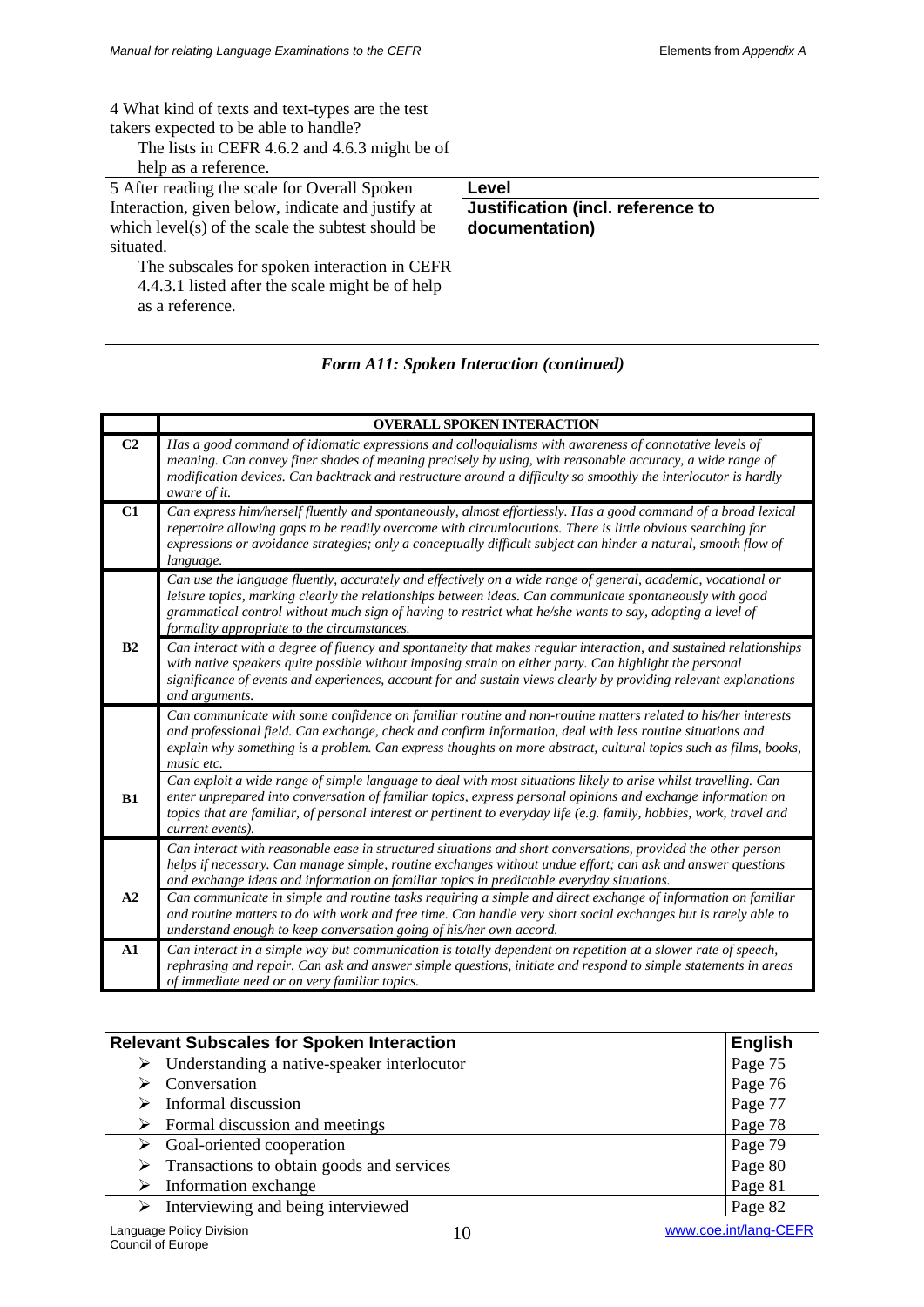| 4 What kind of texts and text-types are the test takers expected to be able to handle? <br> The lists in CEFR 4.6.2 and 4.6.3 might be of help as a reference. | |
|---|---|
| 5 After reading the scale for Overall Spoken Interaction, given below, indicate and justify at which level(s) of the scale the subtest should be situated. <br> The subscales for spoken interaction in CEFR 4.4.3.1 listed after the scale might be of help as a reference. | **Level** <br> **Justification (incl. reference to documentation)** |

***Form A11: Spoken Interaction (continued)***

| | **OVERALL SPOKEN INTERACTION** |
|---|---|
| **C2** | *Has a good command of idiomatic expressions and colloquialisms with awareness of connotative levels of meaning. Can convey finer shades of meaning precisely by using, with reasonable accuracy, a wide range of modification devices. Can backtrack and restructure around a difficulty so smoothly the interlocutor is hardly aware of it.* |
| **C1** | *Can express him/herself fluently and spontaneously, almost effortlessly. Has a good command of a broad lexical repertoire allowing gaps to be readily overcome with circumlocutions. There is little obvious searching for expressions or avoidance strategies; only a conceptually difficult subject can hinder a natural, smooth flow of language.* |
| **B2** | *Can use the language fluently, accurately and effectively on a wide range of general, academic, vocational or leisure topics, marking clearly the relationships between ideas. Can communicate spontaneously with good grammatical control without much sign of having to restrict what he/she wants to say, adopting a level of formality appropriate to the circumstances.* |
| | *Can interact with a degree of fluency and spontaneity that makes regular interaction, and sustained relationships with native speakers quite possible without imposing strain on either party. Can highlight the personal significance of events and experiences, account for and sustain views clearly by providing relevant explanations and arguments.* |
| **B1** | *Can communicate with some confidence on familiar routine and non-routine matters related to his/her interests and professional field. Can exchange, check and confirm information, deal with less routine situations and explain why something is a problem. Can express thoughts on more abstract, cultural topics such as films, books, music etc.* |
| | *Can exploit a wide range of simple language to deal with most situations likely to arise whilst travelling. Can enter unprepared into conversation of familiar topics, express personal opinions and exchange information on topics that are familiar, of personal interest or pertinent to everyday life (e.g. family, hobbies, work, travel and current events).* |
| **A2** | *Can interact with reasonable ease in structured situations and short conversations, provided the other person helps if necessary. Can manage simple, routine exchanges without undue effort; can ask and answer questions and exchange ideas and information on familiar topics in predictable everyday situations.* |
| | *Can communicate in simple and routine tasks requiring a simple and direct exchange of information on familiar and routine matters to do with work and free time. Can handle very short social exchanges but is rarely able to understand enough to keep conversation going of his/her own accord.* |
| **A1** | *Can interact in a simple way but communication is totally dependent on repetition at a slower rate of speech, rephrasing and repair. Can ask and answer simple questions, initiate and respond to simple statements in areas of immediate need or on very familiar topics.* |

| **Relevant Subscales for Spoken Interaction** | **English** |
|---|---|
| ➢ Understanding a native-speaker interlocutor | Page 75 |
| ➢ Conversation | Page 76 |
| ➢ Informal discussion | Page 77 |
| ➢ Formal discussion and meetings | Page 78 |
| ➢ Goal-oriented cooperation | Page 79 |
| ➢ Transactions to obtain goods and services | Page 80 |
| ➢ Information exchange | Page 81 |
| ➢ Interviewing and being interviewed | Page 82 |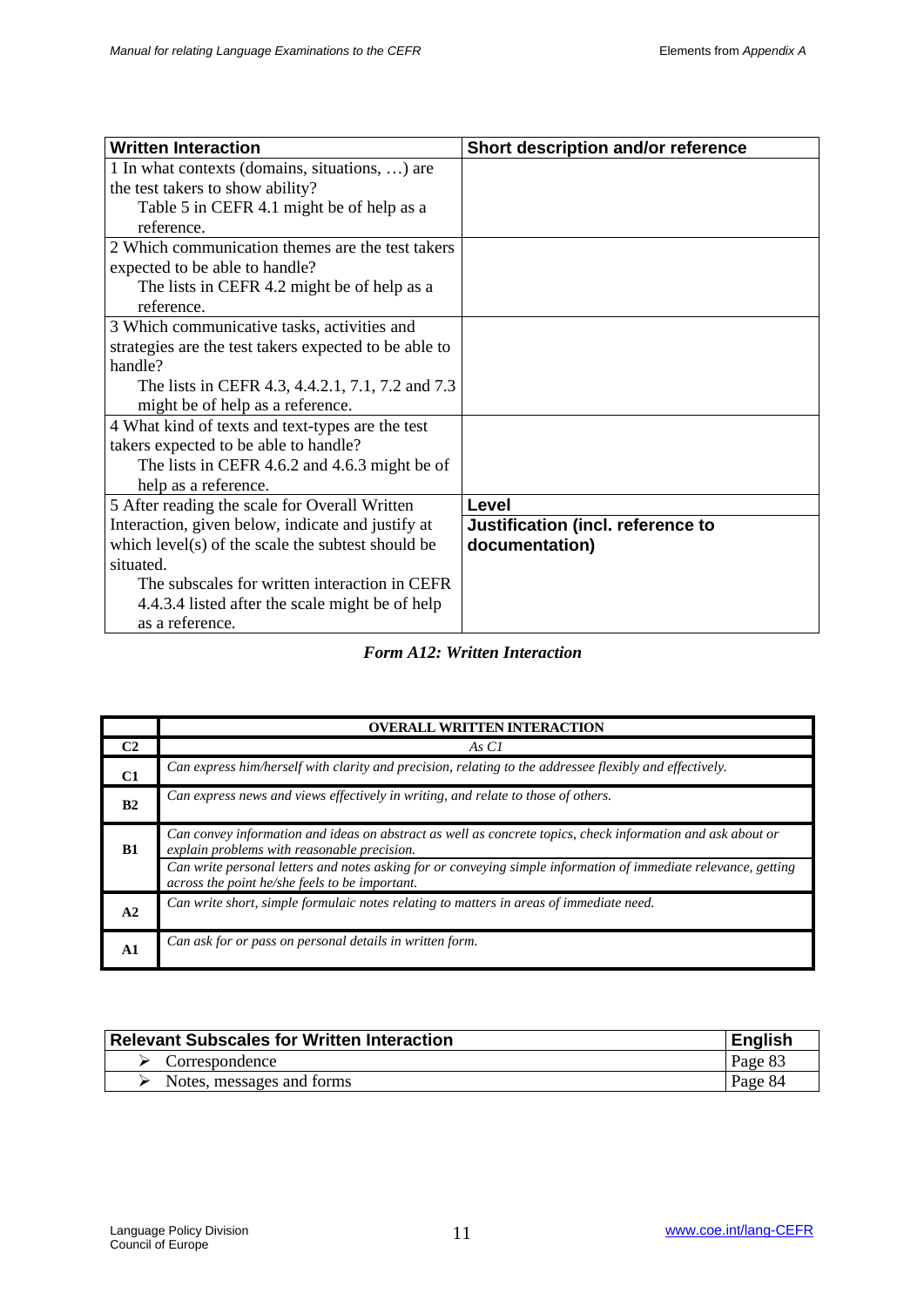| Written Interaction | Short description and/or reference |
|---|---|
| 1 In what contexts (domains, situations, …) are the test takers to show ability? <br> Table 5 in CEFR 4.1 might be of help as a reference. | |
| 2 Which communication themes are the test takers expected to be able to handle? <br> The lists in CEFR 4.2 might be of help as a reference. | |
| 3 Which communicative tasks, activities and strategies are the test takers expected to be able to handle? <br> The lists in CEFR 4.3, 4.4.2.1, 7.1, 7.2 and 7.3 might be of help as a reference. | |
| 4 What kind of texts and text-types are the test takers expected to be able to handle? <br> The lists in CEFR 4.6.2 and 4.6.3 might be of help as a reference. | |
| 5 After reading the scale for Overall Written Interaction, given below, indicate and justify at which level(s) of the scale the subtest should be situated. <br> The subscales for written interaction in CEFR 4.4.3.4 listed after the scale might be of help as a reference. | **Level** <br> **Justification (incl. reference to documentation)** |

***Form A12: Written Interaction***

| | OVERALL WRITTEN INTERACTION |
|---|---|
| **C2** | *As C1* |
| **C1** | *Can express him/herself with clarity and precision, relating to the addressee flexibly and effectively.* |
| **B2** | *Can express news and views effectively in writing, and relate to those of others.* |
| **B1** | *Can convey information and ideas on abstract as well as concrete topics, check information and ask about or explain problems with reasonable precision.* |
| | *Can write personal letters and notes asking for or conveying simple information of immediate relevance, getting across the point he/she feels to be important.* |
| **A2** | *Can write short, simple formulaic notes relating to matters in areas of immediate need.* |
| **A1** | *Can ask for or pass on personal details in written form.* |

| Relevant Subscales for Written Interaction | English |
|---|---|
| ➢ Correspondence | Page 83 |
| ➢ Notes, messages and forms | Page 84 |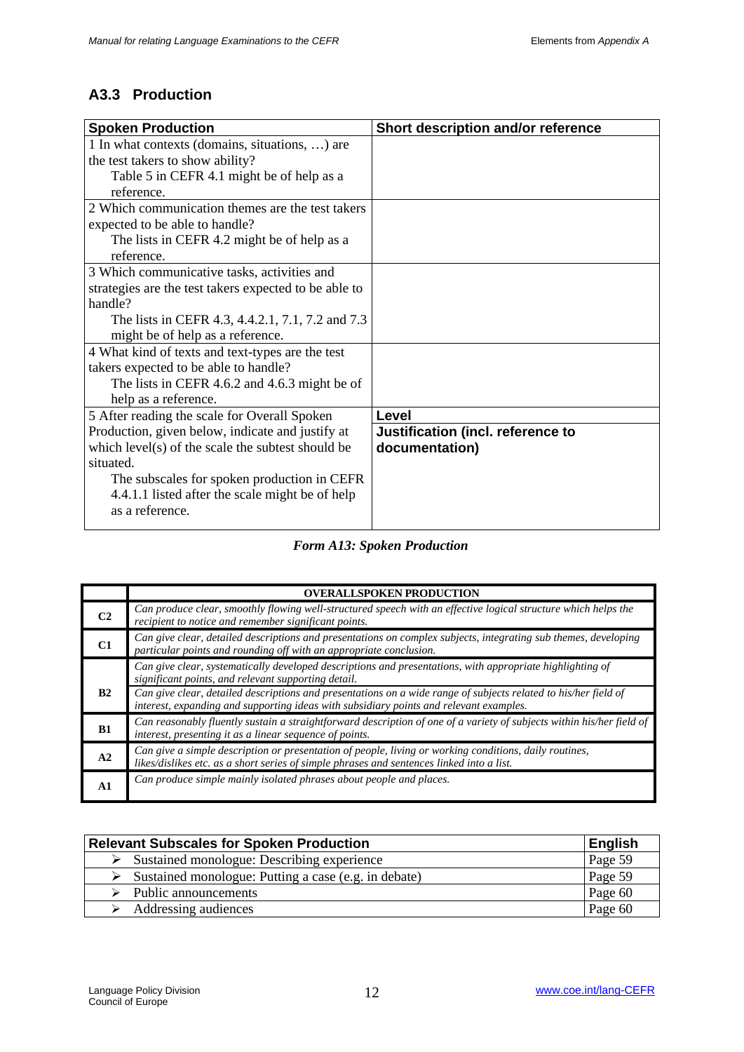## A3.3 Production

| Spoken Production | Short description and/or reference |
|---|---|
| 1 In what contexts (domains, situations, …) are the test takers to show ability?<br>Table 5 in CEFR 4.1 might be of help as a reference. | |
| 2 Which communication themes are the test takers expected to be able to handle?<br>The lists in CEFR 4.2 might be of help as a reference. | |
| 3 Which communicative tasks, activities and strategies are the test takers expected to be able to handle?<br>The lists in CEFR 4.3, 4.4.2.1, 7.1, 7.2 and 7.3 might be of help as a reference. | |
| 4 What kind of texts and text-types are the test takers expected to be able to handle?<br>The lists in CEFR 4.6.2 and 4.6.3 might be of help as a reference. | |
| 5 After reading the scale for Overall Spoken Production, given below, indicate and justify at which level(s) of the scale the subtest should be situated.<br>The subscales for spoken production in CEFR 4.4.1.1 listed after the scale might be of help as a reference. | **Level**<br>**Justification (incl. reference to documentation)** |

*Form A13: Spoken Production*

| | OVERALLSPOKEN PRODUCTION |
|---|---|
| C2 | *Can produce clear, smoothly flowing well-structured speech with an effective logical structure which helps the recipient to notice and remember significant points.* |
| C1 | *Can give clear, detailed descriptions and presentations on complex subjects, integrating sub themes, developing particular points and rounding off with an appropriate conclusion.* |
| B2 | *Can give clear, systematically developed descriptions and presentations, with appropriate highlighting of significant points, and relevant supporting detail.* |
| | *Can give clear, detailed descriptions and presentations on a wide range of subjects related to his/her field of interest, expanding and supporting ideas with subsidiary points and relevant examples.* |
| B1 | *Can reasonably fluently sustain a straightforward description of one of a variety of subjects within his/her field of interest, presenting it as a linear sequence of points.* |
| A2 | *Can give a simple description or presentation of people, living or working conditions, daily routines, likes/dislikes etc. as a short series of simple phrases and sentences linked into a list.* |
| A1 | *Can produce simple mainly isolated phrases about people and places.* |

| Relevant Subscales for Spoken Production | English |
|---|---|
| ➢ Sustained monologue: Describing experience | Page 59 |
| ➢ Sustained monologue: Putting a case (e.g. in debate) | Page 59 |
| ➢ Public announcements | Page 60 |
| ➢ Addressing audiences | Page 60 |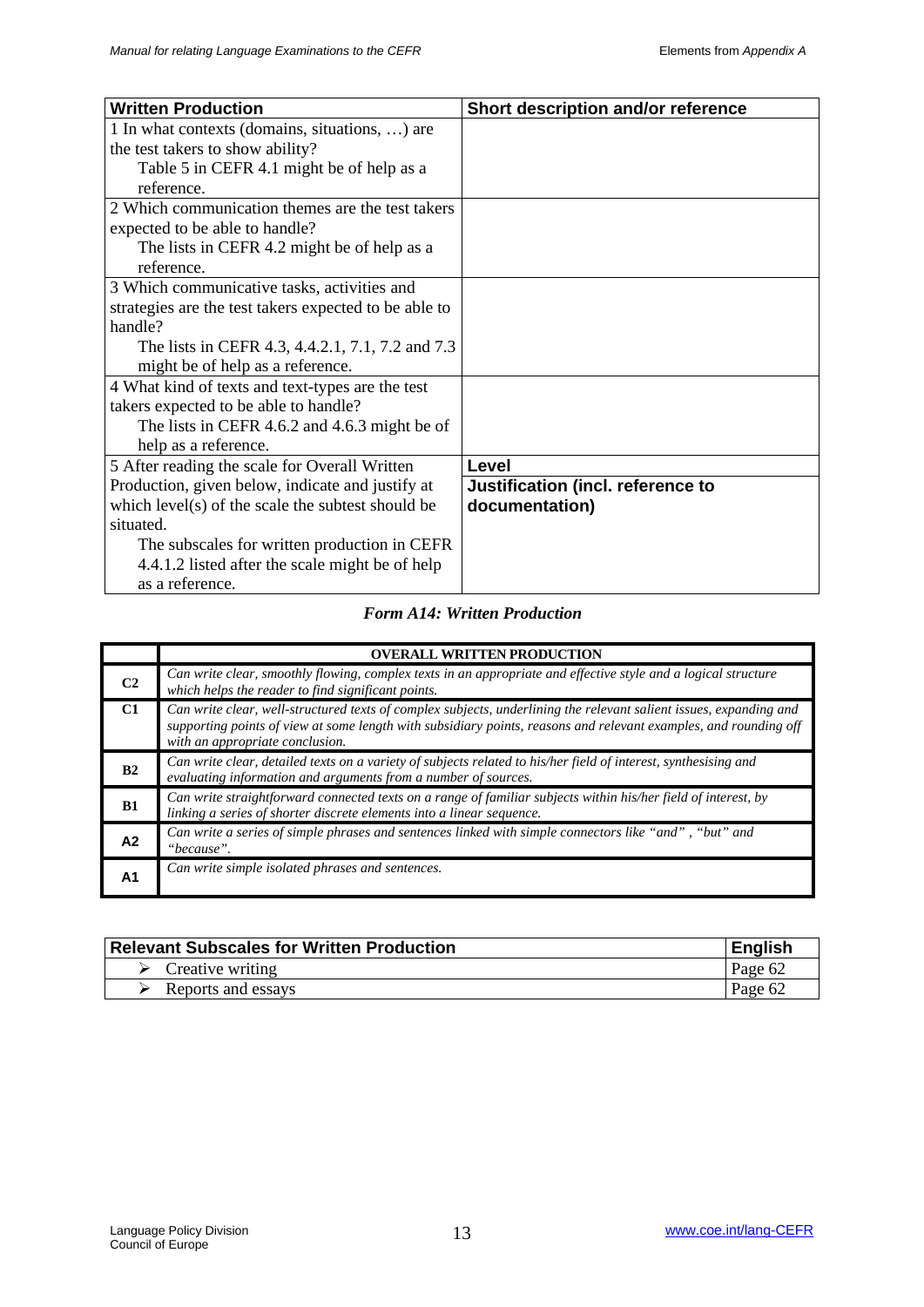| Written Production | Short description and/or reference |
|---|---|
| 1 In what contexts (domains, situations, …) are the test takers to show ability? Table 5 in CEFR 4.1 might be of help as a reference. | |
| 2 Which communication themes are the test takers expected to be able to handle? The lists in CEFR 4.2 might be of help as a reference. | |
| 3 Which communicative tasks, activities and strategies are the test takers expected to be able to handle? The lists in CEFR 4.3, 4.4.2.1, 7.1, 7.2 and 7.3 might be of help as a reference. | |
| 4 What kind of texts and text-types are the test takers expected to be able to handle? The lists in CEFR 4.6.2 and 4.6.3 might be of help as a reference. | |
| 5 After reading the scale for Overall Written Production, given below, indicate and justify at which level(s) of the scale the subtest should be situated. The subscales for written production in CEFR 4.4.1.2 listed after the scale might be of help as a reference. | **Level** <br> **Justification (incl. reference to documentation)** |

*Form A14: Written Production*

| | OVERALL WRITTEN PRODUCTION |
|---|---|
| C2 | *Can write clear, smoothly flowing, complex texts in an appropriate and effective style and a logical structure which helps the reader to find significant points.* |
| C1 | *Can write clear, well-structured texts of complex subjects, underlining the relevant salient issues, expanding and supporting points of view at some length with subsidiary points, reasons and relevant examples, and rounding off with an appropriate conclusion.* |
| B2 | *Can write clear, detailed texts on a variety of subjects related to his/her field of interest, synthesising and evaluating information and arguments from a number of sources.* |
| B1 | *Can write straightforward connected texts on a range of familiar subjects within his/her field of interest, by linking a series of shorter discrete elements into a linear sequence.* |
| A2 | *Can write a series of simple phrases and sentences linked with simple connectors like "and", "but" and "because".* |
| A1 | *Can write simple isolated phrases and sentences.* |

| Relevant Subscales for Written Production | English |
|---|---|
| ➢ Creative writing | Page 62 |
| ➢ Reports and essays | Page 62 |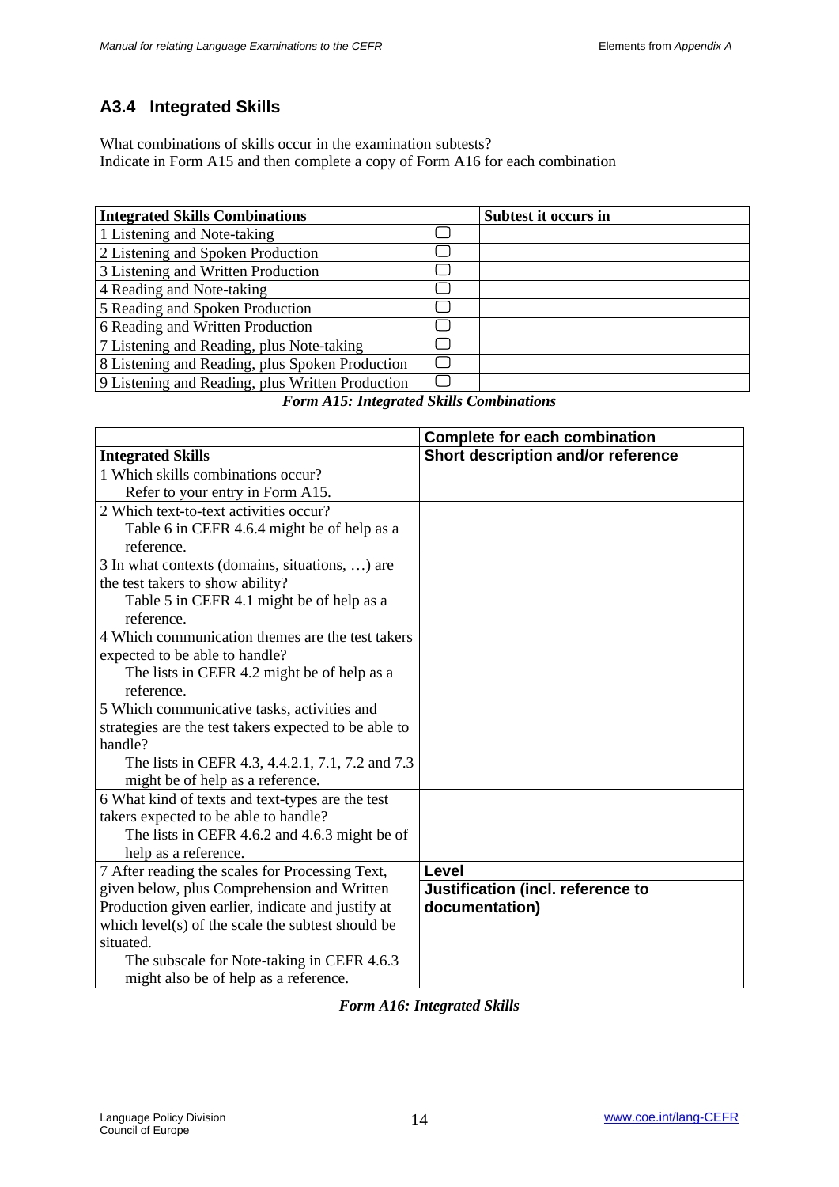### A3.4 Integrated Skills

What combinations of skills occur in the examination subtests?
Indicate in Form A15 and then complete a copy of Form A16 for each combination

| Integrated Skills Combinations | | Subtest it occurs in |
|---|---|---|
| 1 Listening and Note-taking | ☐ | |
| 2 Listening and Spoken Production | ☐ | |
| 3 Listening and Written Production | ☐ | |
| 4 Reading and Note-taking | ☐ | |
| 5 Reading and Spoken Production | ☐ | |
| 6 Reading and Written Production | ☐ | |
| 7 Listening and Reading, plus Note-taking | ☐ | |
| 8 Listening and Reading, plus Spoken Production | ☐ | |
| 9 Listening and Reading, plus Written Production | ☐ | |

***Form A15: Integrated Skills Combinations***

| | **Complete for each combination** |
|---|---|
| **Integrated Skills** | **Short description and/or reference** |
| 1 Which skills combinations occur?<br>Refer to your entry in Form A15. | |
| 2 Which text-to-text activities occur?<br>Table 6 in CEFR 4.6.4 might be of help as a reference. | |
| 3 In what contexts (domains, situations, …) are the test takers to show ability?<br>Table 5 in CEFR 4.1 might be of help as a reference. | |
| 4 Which communication themes are the test takers expected to be able to handle?<br>The lists in CEFR 4.2 might be of help as a reference. | |
| 5 Which communicative tasks, activities and strategies are the test takers expected to be able to handle?<br>The lists in CEFR 4.3, 4.4.2.1, 7.1, 7.2 and 7.3 might be of help as a reference. | |
| 6 What kind of texts and text-types are the test takers expected to be able to handle?<br>The lists in CEFR 4.6.2 and 4.6.3 might be of help as a reference. | |
| 7 After reading the scales for Processing Text, given below, plus Comprehension and Written Production given earlier, indicate and justify at which level(s) of the scale the subtest should be situated.<br>The subscale for Note-taking in CEFR 4.6.3 might also be of help as a reference. | **Level**<br>**Justification (incl. reference to documentation)** |

***Form A16: Integrated Skills***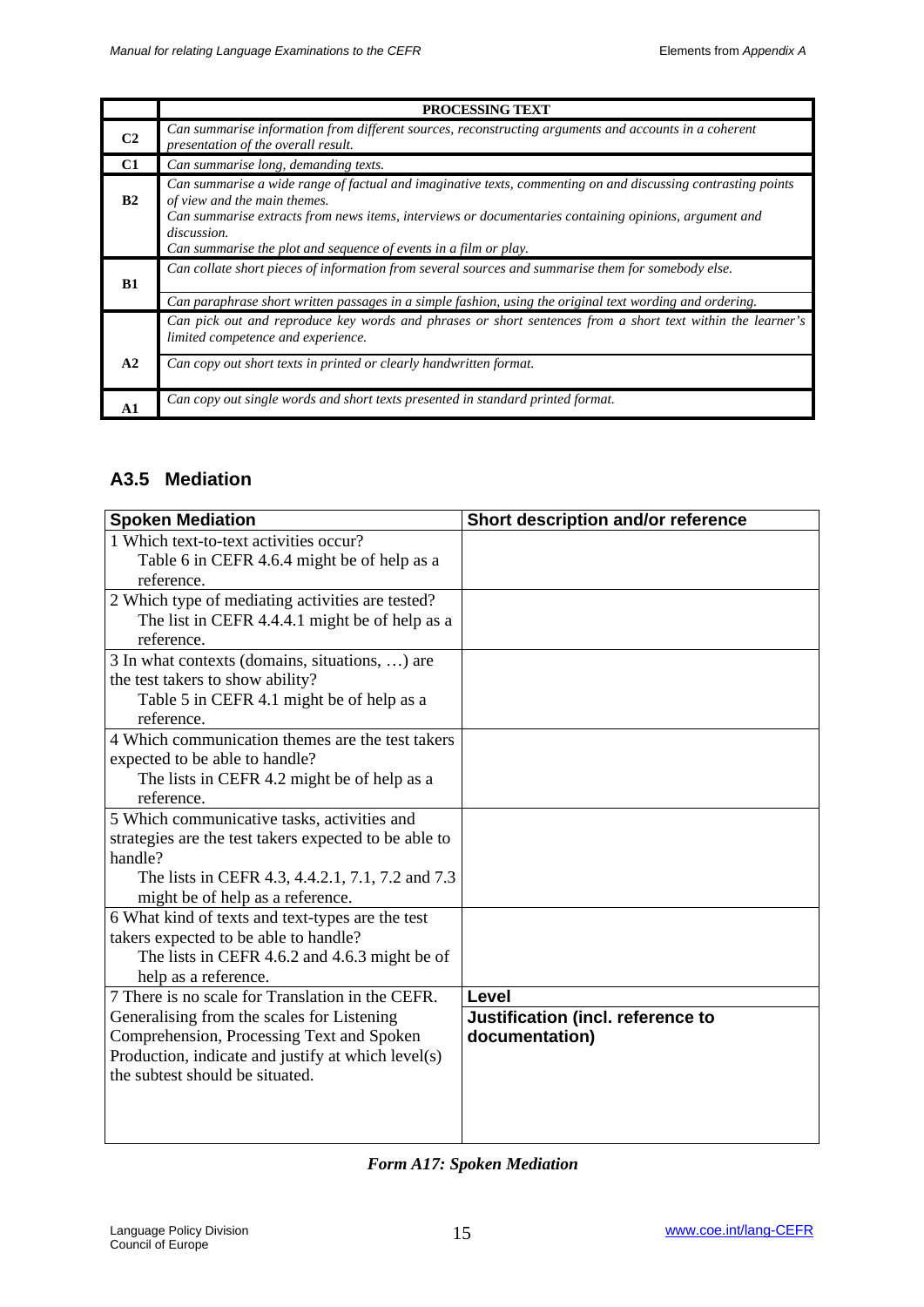| | PROCESSING TEXT |
|---|---|
| **C2** | *Can summarise information from different sources, reconstructing arguments and accounts in a coherent presentation of the overall result.* |
| **C1** | *Can summarise long, demanding texts.* |
| **B2** | *Can summarise a wide range of factual and imaginative texts, commenting on and discussing contrasting points of view and the main themes.*<br>*Can summarise extracts from news items, interviews or documentaries containing opinions, argument and discussion.*<br>*Can summarise the plot and sequence of events in a film or play.* |
| **B1** | *Can collate short pieces of information from several sources and summarise them for somebody else.* |
| | *Can paraphrase short written passages in a simple fashion, using the original text wording and ordering.* |
| **A2** | *Can pick out and reproduce key words and phrases or short sentences from a short text within the learner's limited competence and experience.* |
| | *Can copy out short texts in printed or clearly handwritten format.* |
| **A1** | *Can copy out single words and short texts presented in standard printed format.* |

## A3.5 Mediation

| **Spoken Mediation** | **Short description and/or reference** |
|---|---|
| 1 Which text-to-text activities occur?<br>Table 6 in CEFR 4.6.4 might be of help as a reference. | |
| 2 Which type of mediating activities are tested?<br>The list in CEFR 4.4.4.1 might be of help as a reference. | |
| 3 In what contexts (domains, situations, …) are the test takers to show ability?<br>Table 5 in CEFR 4.1 might be of help as a reference. | |
| 4 Which communication themes are the test takers expected to be able to handle?<br>The lists in CEFR 4.2 might be of help as a reference. | |
| 5 Which communicative tasks, activities and strategies are the test takers expected to be able to handle?<br>The lists in CEFR 4.3, 4.4.2.1, 7.1, 7.2 and 7.3 might be of help as a reference. | |
| 6 What kind of texts and text-types are the test takers expected to be able to handle?<br>The lists in CEFR 4.6.2 and 4.6.3 might be of help as a reference. | |
| 7 There is no scale for Translation in the CEFR. Generalising from the scales for Listening Comprehension, Processing Text and Spoken Production, indicate and justify at which level(s) the subtest should be situated. | **Level** |
| | **Justification (incl. reference to documentation)** |

*Form A17: Spoken Mediation*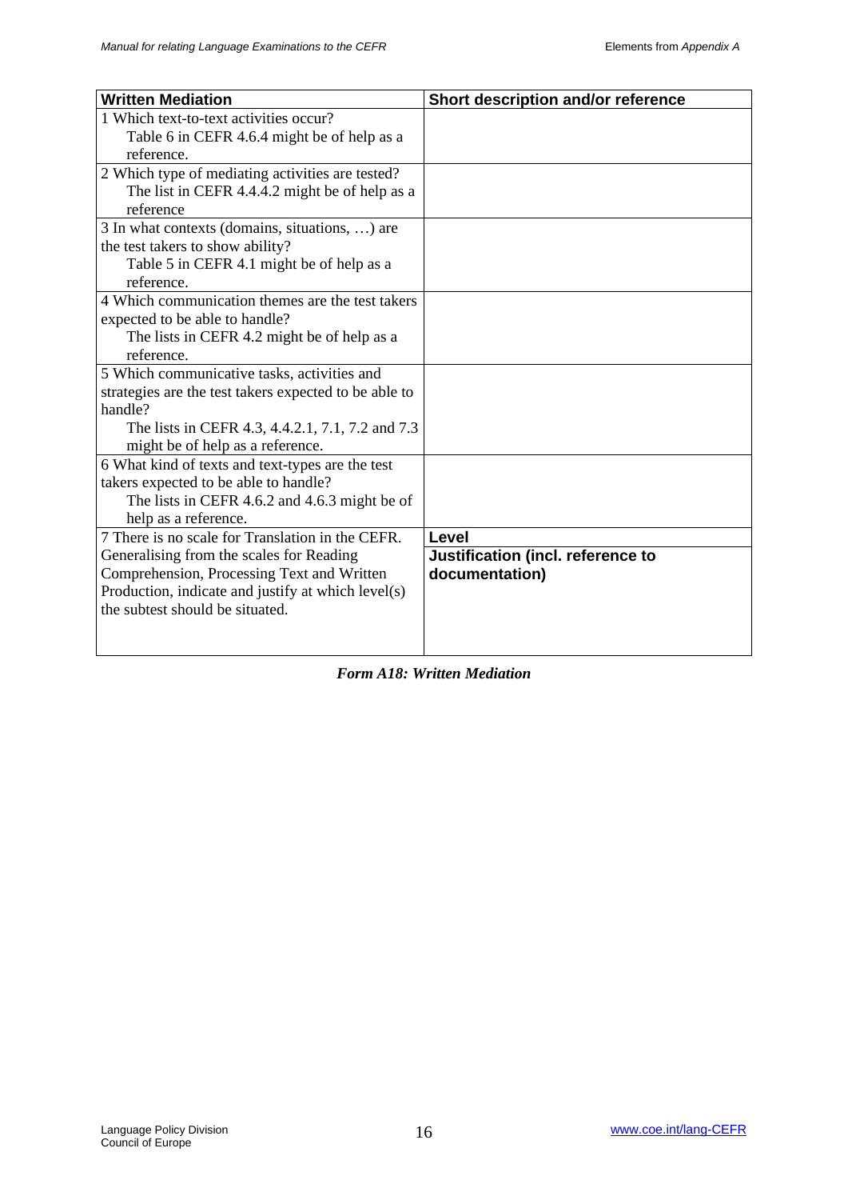| Written Mediation | Short description and/or reference |
|---|---|
| 1 Which text-to-text activities occur?<br>Table 6 in CEFR 4.6.4 might be of help as a reference. | |
| 2 Which type of mediating activities are tested?<br>The list in CEFR 4.4.4.2 might be of help as a reference | |
| 3 In what contexts (domains, situations, …) are the test takers to show ability?<br>Table 5 in CEFR 4.1 might be of help as a reference. | |
| 4 Which communication themes are the test takers expected to be able to handle?<br>The lists in CEFR 4.2 might be of help as a reference. | |
| 5 Which communicative tasks, activities and strategies are the test takers expected to be able to handle?<br>The lists in CEFR 4.3, 4.4.2.1, 7.1, 7.2 and 7.3 might be of help as a reference. | |
| 6 What kind of texts and text-types are the test takers expected to be able to handle?<br>The lists in CEFR 4.6.2 and 4.6.3 might be of help as a reference. | |
| 7 There is no scale for Translation in the CEFR. Generalising from the scales for Reading Comprehension, Processing Text and Written Production, indicate and justify at which level(s) the subtest should be situated. | **Level**<br>**Justification (incl. reference to documentation)** |

*Form A18: Written Mediation*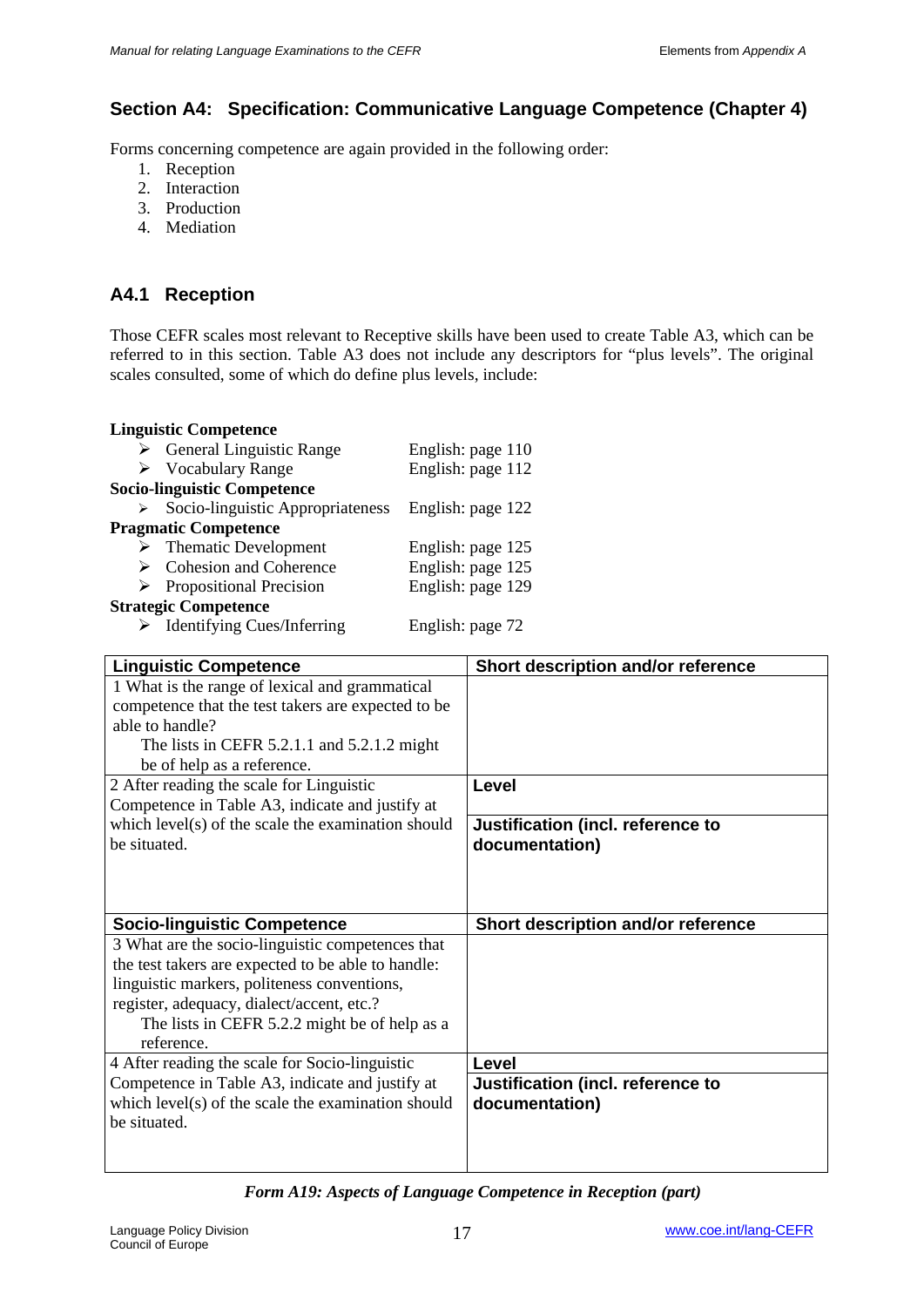## Section A4: Specification: Communicative Language Competence (Chapter 4)

Forms concerning competence are again provided in the following order:

1. Reception
2. Interaction
3. Production
4. Mediation

### A4.1 Reception

Those CEFR scales most relevant to Receptive skills have been used to create Table A3, which can be referred to in this section. Table A3 does not include any descriptors for "plus levels". The original scales consulted, some of which do define plus levels, include:

**Linguistic Competence**
- General Linguistic Range — English: page 110
- Vocabulary Range — English: page 112

**Socio-linguistic Competence**
- Socio-linguistic Appropriateness — English: page 122

**Pragmatic Competence**
- Thematic Development — English: page 125
- Cohesion and Coherence — English: page 125
- Propositional Precision — English: page 129

**Strategic Competence**
- Identifying Cues/Inferring — English: page 72

| **Linguistic Competence** | **Short description and/or reference** |
|---|---|
| 1 What is the range of lexical and grammatical competence that the test takers are expected to be able to handle? The lists in CEFR 5.2.1.1 and 5.2.1.2 might be of help as a reference. | |
| 2 After reading the scale for Linguistic Competence in Table A3, indicate and justify at which level(s) of the scale the examination should be situated. | **Level** <br> **Justification (incl. reference to documentation)** |
| **Socio-linguistic Competence** | **Short description and/or reference** |
| 3 What are the socio-linguistic competences that the test takers are expected to be able to handle: linguistic markers, politeness conventions, register, adequacy, dialect/accent, etc.? The lists in CEFR 5.2.2 might be of help as a reference. | |
| 4 After reading the scale for Socio-linguistic Competence in Table A3, indicate and justify at which level(s) of the scale the examination should be situated. | **Level** <br> **Justification (incl. reference to documentation)** |

*Form A19: Aspects of Language Competence in Reception (part)*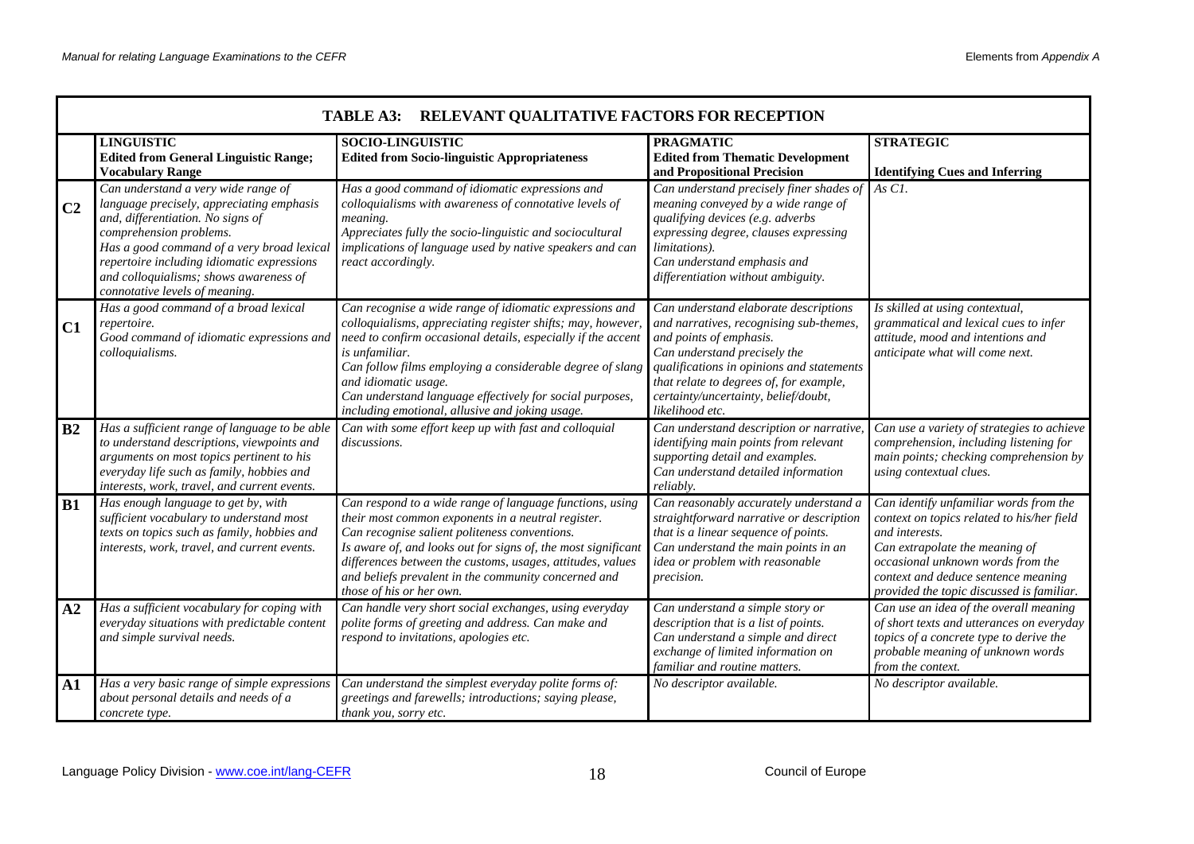## TABLE A3: RELEVANT QUALITATIVE FACTORS FOR RECEPTION

| | **LINGUISTIC** **Edited from General Linguistic Range; Vocabulary Range** | **SOCIO-LINGUISTIC** **Edited from Socio-linguistic Appropriateness** | **PRAGMATIC** **Edited from Thematic Development and Propositional Precision** | **STRATEGIC** **Identifying Cues and Inferring** |
|---|---|---|---|---|
| **C2** | *Can understand a very wide range of language precisely, appreciating emphasis and, differentiation. No signs of comprehension problems. Has a good command of a very broad lexical repertoire including idiomatic expressions and colloquialisms; shows awareness of connotative levels of meaning.* | *Has a good command of idiomatic expressions and colloquialisms with awareness of connotative levels of meaning. Appreciates fully the socio-linguistic and sociocultural implications of language used by native speakers and can react accordingly.* | *Can understand precisely finer shades of meaning conveyed by a wide range of qualifying devices (e.g. adverbs expressing degree, clauses expressing limitations). Can understand emphasis and differentiation without ambiguity.* | *As C1.* |
| **C1** | *Has a good command of a broad lexical repertoire. Good command of idiomatic expressions and colloquialisms.* | *Can recognise a wide range of idiomatic expressions and colloquialisms, appreciating register shifts; may, however, need to confirm occasional details, especially if the accent is unfamiliar. Can follow films employing a considerable degree of slang and idiomatic usage. Can understand language effectively for social purposes, including emotional, allusive and joking usage.* | *Can understand elaborate descriptions and narratives, recognising sub-themes, and points of emphasis. Can understand precisely the qualifications in opinions and statements that relate to degrees of, for example, certainty/uncertainty, belief/doubt, likelihood etc.* | *Is skilled at using contextual, grammatical and lexical cues to infer attitude, mood and intentions and anticipate what will come next.* |
| **B2** | *Has a sufficient range of language to be able to understand descriptions, viewpoints and arguments on most topics pertinent to his everyday life such as family, hobbies and interests, work, travel, and current events.* | *Can with some effort keep up with fast and colloquial discussions.* | *Can understand description or narrative, identifying main points from relevant supporting detail and examples. Can understand detailed information reliably.* | *Can use a variety of strategies to achieve comprehension, including listening for main points; checking comprehension by using contextual clues.* |
| **B1** | *Has enough language to get by, with sufficient vocabulary to understand most texts on topics such as family, hobbies and interests, work, travel, and current events.* | *Can respond to a wide range of language functions, using their most common exponents in a neutral register. Can recognise salient politeness conventions. Is aware of, and looks out for signs of, the most significant differences between the customs, usages, attitudes, values and beliefs prevalent in the community concerned and those of his or her own.* | *Can reasonably accurately understand a straightforward narrative or description that is a linear sequence of points. Can understand the main points in an idea or problem with reasonable precision.* | *Can identify unfamiliar words from the context on topics related to his/her field and interests. Can extrapolate the meaning of occasional unknown words from the context and deduce sentence meaning provided the topic discussed is familiar.* |
| **A2** | *Has a sufficient vocabulary for coping with everyday situations with predictable content and simple survival needs.* | *Can handle very short social exchanges, using everyday polite forms of greeting and address. Can make and respond to invitations, apologies etc.* | *Can understand a simple story or description that is a list of points. Can understand a simple and direct exchange of limited information on familiar and routine matters.* | *Can use an idea of the overall meaning of short texts and utterances on everyday topics of a concrete type to derive the probable meaning of unknown words from the context.* |
| **A1** | *Has a very basic range of simple expressions about personal details and needs of a concrete type.* | *Can understand the simplest everyday polite forms of: greetings and farewells; introductions; saying please, thank you, sorry etc.* | *No descriptor available.* | *No descriptor available.* |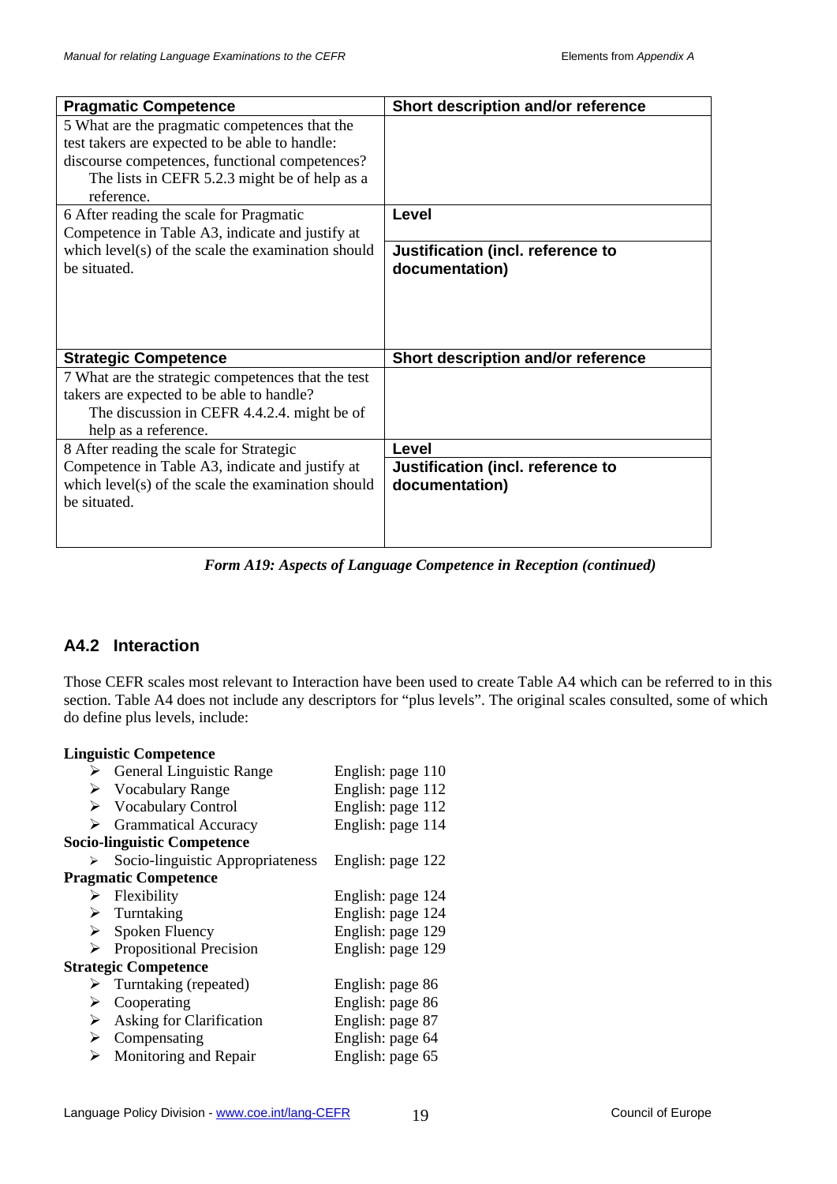| Pragmatic Competence | Short description and/or reference |
| --- | --- |
| 5 What are the pragmatic competences that the test takers are expected to be able to handle: discourse competences, functional competences? The lists in CEFR 5.2.3 might be of help as a reference. | |
| 6 After reading the scale for Pragmatic Competence in Table A3, indicate and justify at which level(s) of the scale the examination should be situated. | **Level** |
| | **Justification (incl. reference to documentation)** |
| **Strategic Competence** | **Short description and/or reference** |
| 7 What are the strategic competences that the test takers are expected to be able to handle? The discussion in CEFR 4.4.2.4. might be of help as a reference. | |
| 8 After reading the scale for Strategic Competence in Table A3, indicate and justify at which level(s) of the scale the examination should be situated. | **Level** |
| | **Justification (incl. reference to documentation)** |

*Form A19: Aspects of Language Competence in Reception (continued)*

## A4.2 Interaction

Those CEFR scales most relevant to Interaction have been used to create Table A4 which can be referred to in this section. Table A4 does not include any descriptors for "plus levels". The original scales consulted, some of which do define plus levels, include:

**Linguistic Competence**
- General Linguistic Range — English: page 110
- Vocabulary Range — English: page 112
- Vocabulary Control — English: page 112
- Grammatical Accuracy — English: page 114

**Socio-linguistic Competence**
- Socio-linguistic Appropriateness — English: page 122

**Pragmatic Competence**
- Flexibility — English: page 124
- Turntaking — English: page 124
- Spoken Fluency — English: page 129
- Propositional Precision — English: page 129

**Strategic Competence**
- Turntaking (repeated) — English: page 86
- Cooperating — English: page 86
- Asking for Clarification — English: page 87
- Compensating — English: page 64
- Monitoring and Repair — English: page 65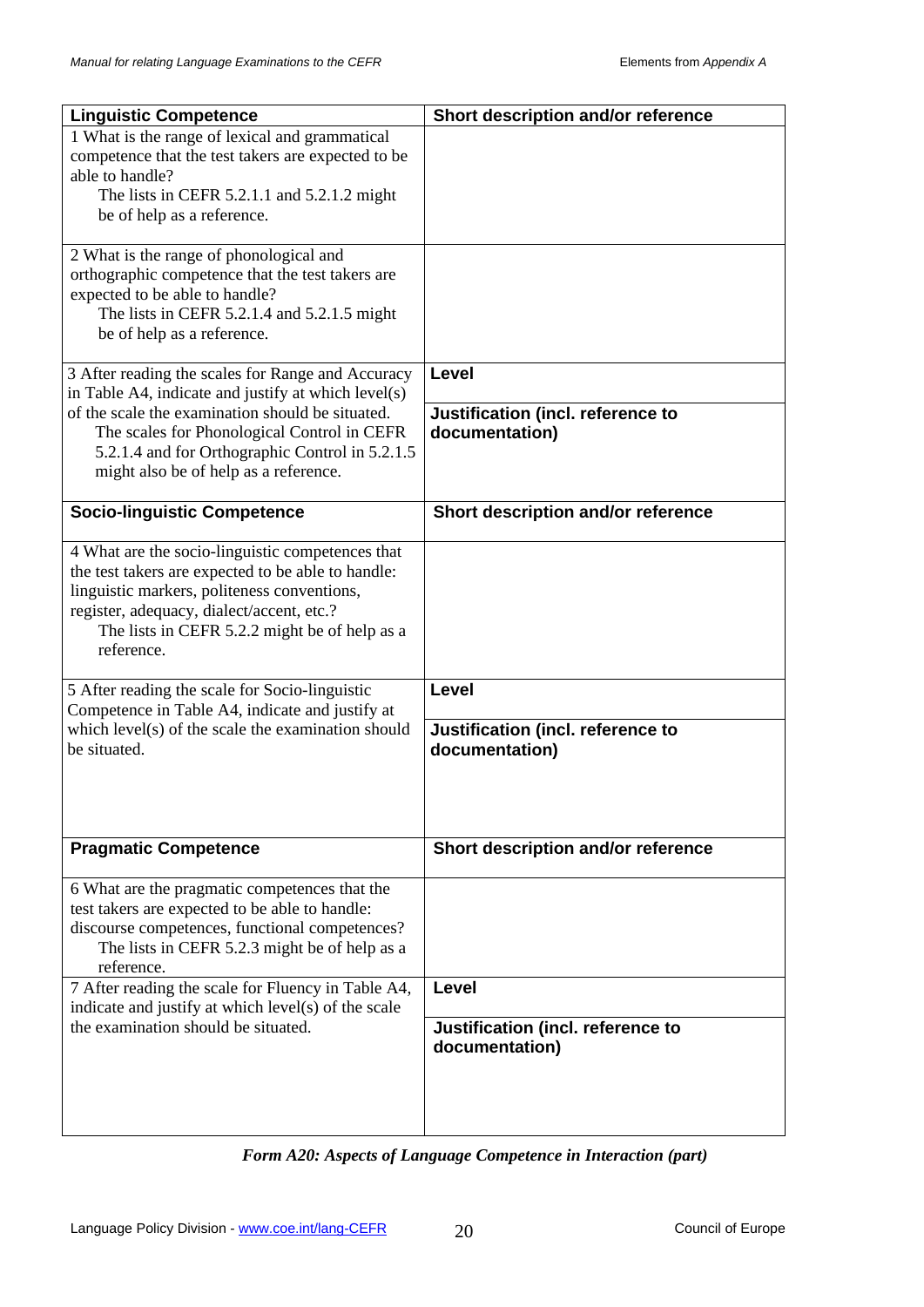| Linguistic Competence | Short description and/or reference |
|---|---|
| 1 What is the range of lexical and grammatical competence that the test takers are expected to be able to handle?<br>The lists in CEFR 5.2.1.1 and 5.2.1.2 might be of help as a reference. | |
| 2 What is the range of phonological and orthographic competence that the test takers are expected to be able to handle?<br>The lists in CEFR 5.2.1.4 and 5.2.1.5 might be of help as a reference. | |
| 3 After reading the scales for Range and Accuracy in Table A4, indicate and justify at which level(s) of the scale the examination should be situated.<br>The scales for Phonological Control in CEFR 5.2.1.4 and for Orthographic Control in 5.2.1.5 might also be of help as a reference. | **Level**<br><br>**Justification (incl. reference to documentation)** |
| **Socio-linguistic Competence** | **Short description and/or reference** |
| 4 What are the socio-linguistic competences that the test takers are expected to be able to handle: linguistic markers, politeness conventions, register, adequacy, dialect/accent, etc.?<br>The lists in CEFR 5.2.2 might be of help as a reference. | |
| 5 After reading the scale for Socio-linguistic Competence in Table A4, indicate and justify at which level(s) of the scale the examination should be situated. | **Level**<br><br>**Justification (incl. reference to documentation)** |
| **Pragmatic Competence** | **Short description and/or reference** |
| 6 What are the pragmatic competences that the test takers are expected to be able to handle: discourse competences, functional competences?<br>The lists in CEFR 5.2.3 might be of help as a reference. | |
| 7 After reading the scale for Fluency in Table A4, indicate and justify at which level(s) of the scale the examination should be situated. | **Level**<br><br>**Justification (incl. reference to documentation)** |

***Form A20: Aspects of Language Competence in Interaction (part)***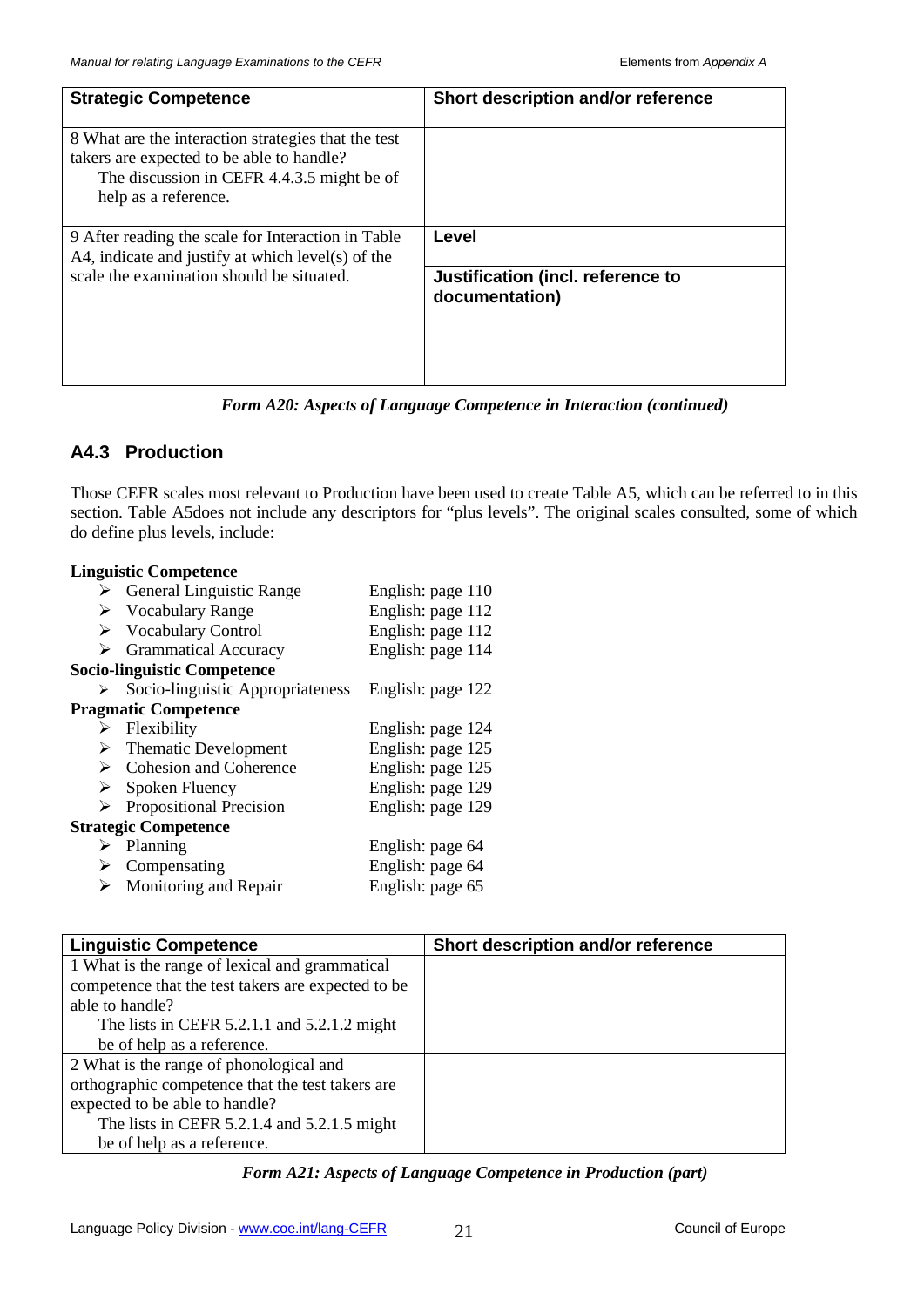| Strategic Competence | Short description and/or reference |
|---|---|
| 8 What are the interaction strategies that the test takers are expected to be able to handle? The discussion in CEFR 4.4.3.5 might be of help as a reference. | |
| 9 After reading the scale for Interaction in Table A4, indicate and justify at which level(s) of the scale the examination should be situated. | **Level** |
| | **Justification (incl. reference to documentation)** |

*Form A20: Aspects of Language Competence in Interaction (continued)*

## A4.3 Production

Those CEFR scales most relevant to Production have been used to create Table A5, which can be referred to in this section. Table A5does not include any descriptors for "plus levels". The original scales consulted, some of which do define plus levels, include:

**Linguistic Competence**

- General Linguistic Range — English: page 110
- Vocabulary Range — English: page 112
- Vocabulary Control — English: page 112
- Grammatical Accuracy — English: page 114

**Socio-linguistic Competence**

- Socio-linguistic Appropriateness — English: page 122

**Pragmatic Competence**

- Flexibility — English: page 124
- Thematic Development — English: page 125
- Cohesion and Coherence — English: page 125
- Spoken Fluency — English: page 129
- Propositional Precision — English: page 129

**Strategic Competence**

- Planning — English: page 64
- Compensating — English: page 64
- Monitoring and Repair — English: page 65

| Linguistic Competence | Short description and/or reference |
|---|---|
| 1 What is the range of lexical and grammatical competence that the test takers are expected to be able to handle? The lists in CEFR 5.2.1.1 and 5.2.1.2 might be of help as a reference. | |
| 2 What is the range of phonological and orthographic competence that the test takers are expected to be able to handle? The lists in CEFR 5.2.1.4 and 5.2.1.5 might be of help as a reference. | |

*Form A21: Aspects of Language Competence in Production (part)*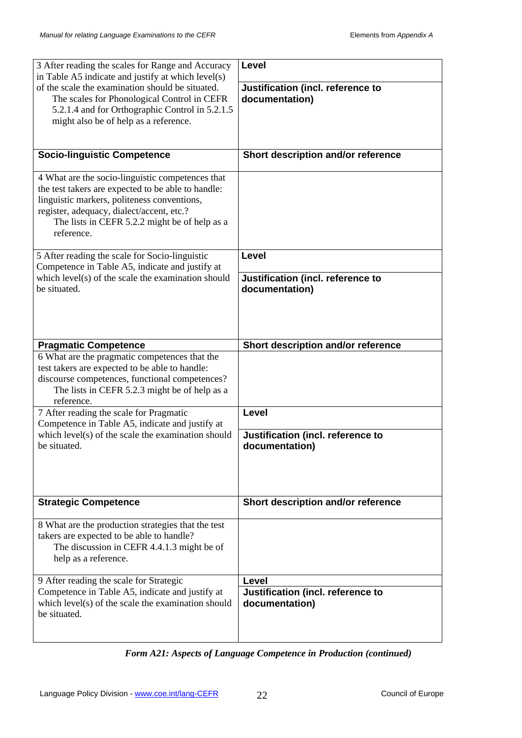| 3 After reading the scales for Range and Accuracy in Table A5 indicate and justify at which level(s) of the scale the examination should be situated. The scales for Phonological Control in CEFR 5.2.1.4 and for Orthographic Control in 5.2.1.5 might also be of help as a reference. | **Level**<br><br>**Justification (incl. reference to documentation)** |
|---|---|
| **Socio-linguistic Competence** | **Short description and/or reference** |
| 4 What are the socio-linguistic competences that the test takers are expected to be able to handle: linguistic markers, politeness conventions, register, adequacy, dialect/accent, etc.? The lists in CEFR 5.2.2 might be of help as a reference. | |
| 5 After reading the scale for Socio-linguistic Competence in Table A5, indicate and justify at which level(s) of the scale the examination should be situated. | **Level**<br><br>**Justification (incl. reference to documentation)** |
| **Pragmatic Competence** | **Short description and/or reference** |
| 6 What are the pragmatic competences that the test takers are expected to be able to handle: discourse competences, functional competences? The lists in CEFR 5.2.3 might be of help as a reference. | |
| 7 After reading the scale for Pragmatic Competence in Table A5, indicate and justify at which level(s) of the scale the examination should be situated. | **Level**<br><br>**Justification (incl. reference to documentation)** |
| **Strategic Competence** | **Short description and/or reference** |
| 8 What are the production strategies that the test takers are expected to be able to handle? The discussion in CEFR 4.4.1.3 might be of help as a reference. | |
| 9 After reading the scale for Strategic Competence in Table A5, indicate and justify at which level(s) of the scale the examination should be situated. | **Level**<br><br>**Justification (incl. reference to documentation)** |

***Form A21: Aspects of Language Competence in Production (continued)***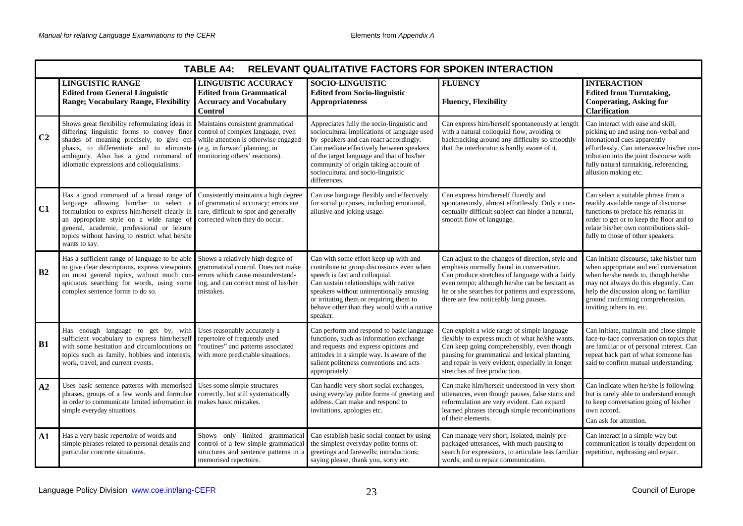## TABLE A4: RELEVANT QUALITATIVE FACTORS FOR SPOKEN INTERACTION

| | **LINGUISTIC RANGE** **Edited from General Linguistic Range; Vocabulary Range, Flexibility** | **LINGUISTIC ACCURACY** **Edited from Grammatical Accuracy and Vocabulary Control** | **SOCIO-LINGUISTIC** **Edited from Socio-linguistic Appropriateness** | **FLUENCY** **Fluency, Flexibility** | **INTERACTION** **Edited from Turntaking, Cooperating, Asking for Clarification** |
|---|---|---|---|---|---|
| **C2** | Shows great flexibility reformulating ideas in differing linguistic forms to convey finer shades of meaning precisely, to give emphasis, to differentiate and to eliminate ambiguity. Also has a good command of idiomatic expressions and colloquialisms. | Maintains consistent grammatical control of complex language, even while attention is otherwise engaged (e.g. in forward planning, in monitoring others' reactions). | Appreciates fully the socio-linguistic and sociocultural implications of language used by speakers and can react accordingly. Can mediate effectively between speakers of the target language and that of his/her community of origin taking account of sociocultural and socio-linguistic differences. | Can express him/herself spontaneously at length with a natural colloquial flow, avoiding or backtracking around any difficulty so smoothly that the interlocutor is hardly aware of it. | Can interact with ease and skill, picking up and using non-verbal and intonational cues apparently effortlessly. Can interweave his/her contribution into the joint discourse with fully natural turntaking, referencing, allusion making etc. |
| **C1** | Has a good command of a broad range of language allowing him/her to select a formulation to express him/herself clearly in an appropriate style on a wide range of general, academic, professional or leisure topics without having to restrict what he/she wants to say. | Consistently maintains a high degree of grammatical accuracy; errors are rare, difficult to spot and generally corrected when they do occur. | Can use language flexibly and effectively for social purposes, including emotional, allusive and joking usage. | Can express him/herself fluently and spontaneously, almost effortlessly. Only a conceptually difficult subject can hinder a natural, smooth flow of language. | Can select a suitable phrase from a readily available range of discourse functions to preface his remarks in order to get or to keep the floor and to relate his/her own contributions skilfully to those of other speakers. |
| **B2** | Has a sufficient range of language to be able to give clear descriptions, express viewpoints on most general topics, without much conspicuous searching for words, using some complex sentence forms to do so. | Shows a relatively high degree of grammatical control. Does not make errors which cause misunderstanding, and can correct most of his/her mistakes. | Can with some effort keep up with and contribute to group discussions even when speech is fast and colloquial. Can sustain relationships with native speakers without unintentionally amusing or irritating them or requiring them to behave other than they would with a native speaker. | Can adjust to the changes of direction, style and emphasis normally found in conversation. Can produce stretches of language with a fairly even tempo; although he/she can be hesitant as he or she searches for patterns and expressions, there are few noticeably long pauses. | Can initiate discourse, take his/her turn when appropriate and end conversation when he/she needs to, though he/she may not always do this elegantly. Can help the discussion along on familiar ground confirming comprehension, inviting others in, etc. |
| **B1** | Has enough language to get by, with sufficient vocabulary to express him/herself with some hesitation and circumlocutions on topics such as family, hobbies and interests, work, travel, and current events. | Uses reasonably accurately a repertoire of frequently used "routines" and patterns associated with more predictable situations. | Can perform and respond to basic language functions, such as information exchange and requests and express opinions and attitudes in a simple way. Is aware of the salient politeness conventions and acts appropriately. | Can exploit a wide range of simple language flexibly to express much of what he/she wants. Can keep going comprehensibly, even though pausing for grammatical and lexical planning and repair is very evident, especially in longer stretches of free production. | Can initiate, maintain and close simple face-to-face conversation on topics that are familiar or of personal interest. Can repeat back part of what someone has said to confirm mutual understanding. |
| **A2** | Uses basic sentence patterns with memorised phrases, groups of a few words and formulae in order to communicate limited information in simple everyday situations. | Uses some simple structures correctly, but still systematically makes basic mistakes. | Can handle very short social exchanges, using everyday polite forms of greeting and address. Can make and respond to invitations, apologies etc. | Can make him/herself understood in very short utterances, even though pauses, false starts and reformulation are very evident. Can expand learned phrases through simple recombinations of their elements. | Can indicate when he/she is following but is rarely able to understand enough to keep conversation going of his/her own accord. Can ask for attention. |
| **A1** | Has a very basic repertoire of words and simple phrases related to personal details and particular concrete situations. | Shows only limited grammatical control of a few simple grammatical structures and sentence patterns in a memorised repertoire. | Can establish basic social contact by using the simplest everyday polite forms of: greetings and farewells; introductions; saying please, thank you, sorry etc. | Can manage very short, isolated, mainly pre-packaged utterances, with much pausing to search for expressions, to articulate less familiar words, and to repair communication. | Can interact in a simple way but communication is totally dependent on repetition, rephrasing and repair. |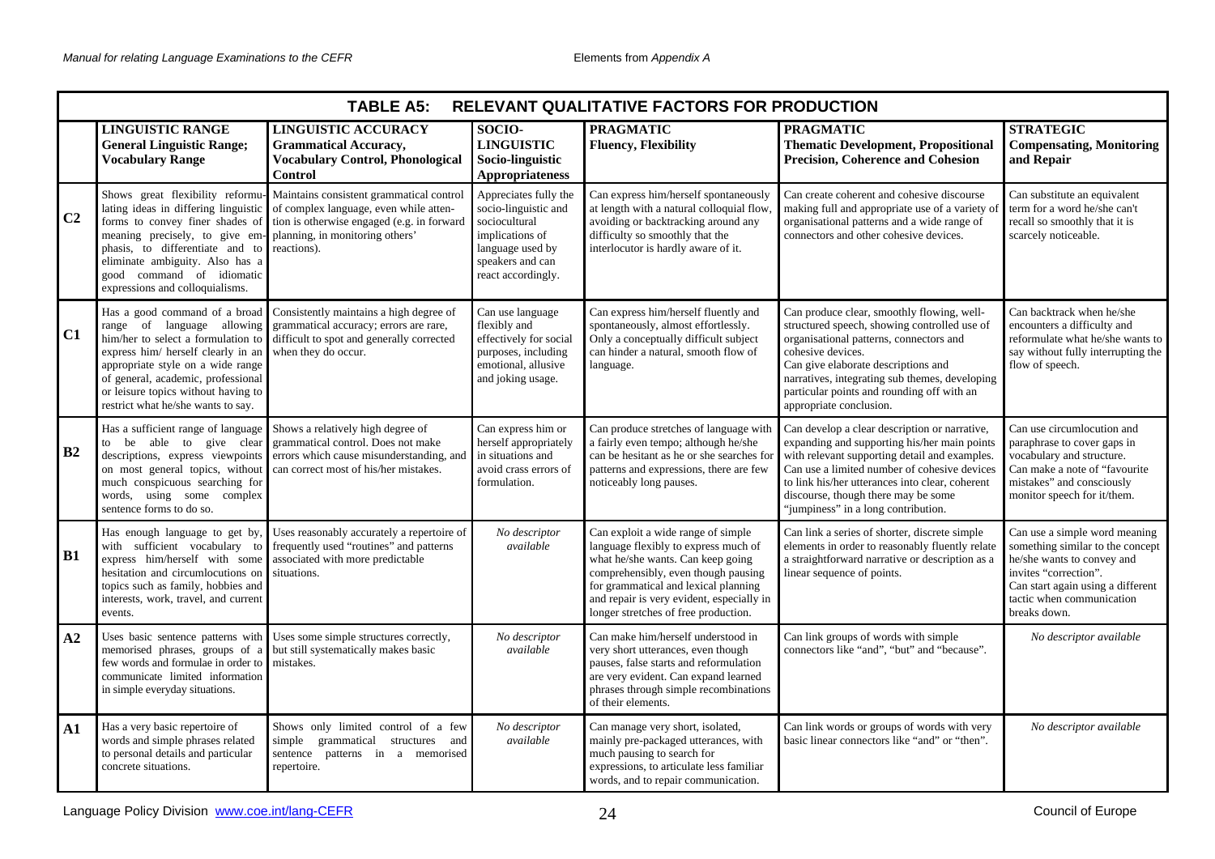## TABLE A5: RELEVANT QUALITATIVE FACTORS FOR PRODUCTION

| | **LINGUISTIC RANGE General Linguistic Range; Vocabulary Range** | **LINGUISTIC ACCURACY Grammatical Accuracy, Vocabulary Control, Phonological Control** | **SOCIO-LINGUISTIC Socio-linguistic Appropriateness** | **PRAGMATIC Fluency, Flexibility** | **PRAGMATIC Thematic Development, Propositional Precision, Coherence and Cohesion** | **STRATEGIC Compensating, Monitoring and Repair** |
|---|---|---|---|---|---|---|
| **C2** | Shows great flexibility reformulating ideas in differing linguistic forms to convey finer shades of meaning precisely, to give emphasis, to differentiate and to eliminate ambiguity. Also has a good command of idiomatic expressions and colloquialisms. | Maintains consistent grammatical control of complex language, even while attention is otherwise engaged (e.g. in forward planning, in monitoring others' reactions). | Appreciates fully the socio-linguistic and sociocultural implications of language used by speakers and can react accordingly. | Can express him/herself spontaneously at length with a natural colloquial flow, avoiding or backtracking around any difficulty so smoothly that the interlocutor is hardly aware of it. | Can create coherent and cohesive discourse making full and appropriate use of a variety of organisational patterns and a wide range of connectors and other cohesive devices. | Can substitute an equivalent term for a word he/she can't recall so smoothly that it is scarcely noticeable. |
| **C1** | Has a good command of a broad range of language allowing him/her to select a formulation to express him/ herself clearly in an appropriate style on a wide range of general, academic, professional or leisure topics without having to restrict what he/she wants to say. | Consistently maintains a high degree of grammatical accuracy; errors are rare, difficult to spot and generally corrected when they do occur. | Can use language flexibly and effectively for social purposes, including emotional, allusive and joking usage. | Can express him/herself fluently and spontaneously, almost effortlessly. Only a conceptually difficult subject can hinder a natural, smooth flow of language. | Can produce clear, smoothly flowing, well-structured speech, showing controlled use of organisational patterns, connectors and cohesive devices. Can give elaborate descriptions and narratives, integrating sub themes, developing particular points and rounding off with an appropriate conclusion. | Can backtrack when he/she encounters a difficulty and reformulate what he/she wants to say without fully interrupting the flow of speech. |
| **B2** | Has a sufficient range of language to be able to give clear descriptions, express viewpoints on most general topics, without much conspicuous searching for words, using some complex sentence forms to do so. | Shows a relatively high degree of grammatical control. Does not make errors which cause misunderstanding, and can correct most of his/her mistakes. | Can express him or herself appropriately in situations and avoid crass errors of formulation. | Can produce stretches of language with a fairly even tempo; although he/she can be hesitant as he or she searches for patterns and expressions, there are few noticeably long pauses. | Can develop a clear description or narrative, expanding and supporting his/her main points with relevant supporting detail and examples. Can use a limited number of cohesive devices to link his/her utterances into clear, coherent discourse, though there may be some "jumpiness" in a long contribution. | Can use circumlocution and paraphrase to cover gaps in vocabulary and structure. Can make a note of "favourite mistakes" and consciously monitor speech for it/them. |
| **B1** | Has enough language to get by, with sufficient vocabulary to express him/herself with some hesitation and circumlocutions on topics such as family, hobbies and interests, work, travel, and current events. | Uses reasonably accurately a repertoire of frequently used "routines" and patterns associated with more predictable situations. | *No descriptor available* | Can exploit a wide range of simple language flexibly to express much of what he/she wants. Can keep going comprehensibly, even though pausing for grammatical and lexical planning and repair is very evident, especially in longer stretches of free production. | Can link a series of shorter, discrete simple elements in order to reasonably fluently relate a straightforward narrative or description as a linear sequence of points. | Can use a simple word meaning something similar to the concept he/she wants to convey and invites "correction". Can start again using a different tactic when communication breaks down. |
| **A2** | Uses basic sentence patterns with memorised phrases, groups of a few words and formulae in order to communicate limited information in simple everyday situations. | Uses some simple structures correctly, but still systematically makes basic mistakes. | *No descriptor available* | Can make him/herself understood in very short utterances, even though pauses, false starts and reformulation are very evident. Can expand learned phrases through simple recombinations of their elements. | Can link groups of words with simple connectors like "and", "but" and "because". | *No descriptor available* |
| **A1** | Has a very basic repertoire of words and simple phrases related to personal details and particular concrete situations. | Shows only limited control of a few simple grammatical structures and sentence patterns in a memorised repertoire. | *No descriptor available* | Can manage very short, isolated, mainly pre-packaged utterances, with much pausing to search for expressions, to articulate less familiar words, and to repair communication. | Can link words or groups of words with very basic linear connectors like "and" or "then". | *No descriptor available* |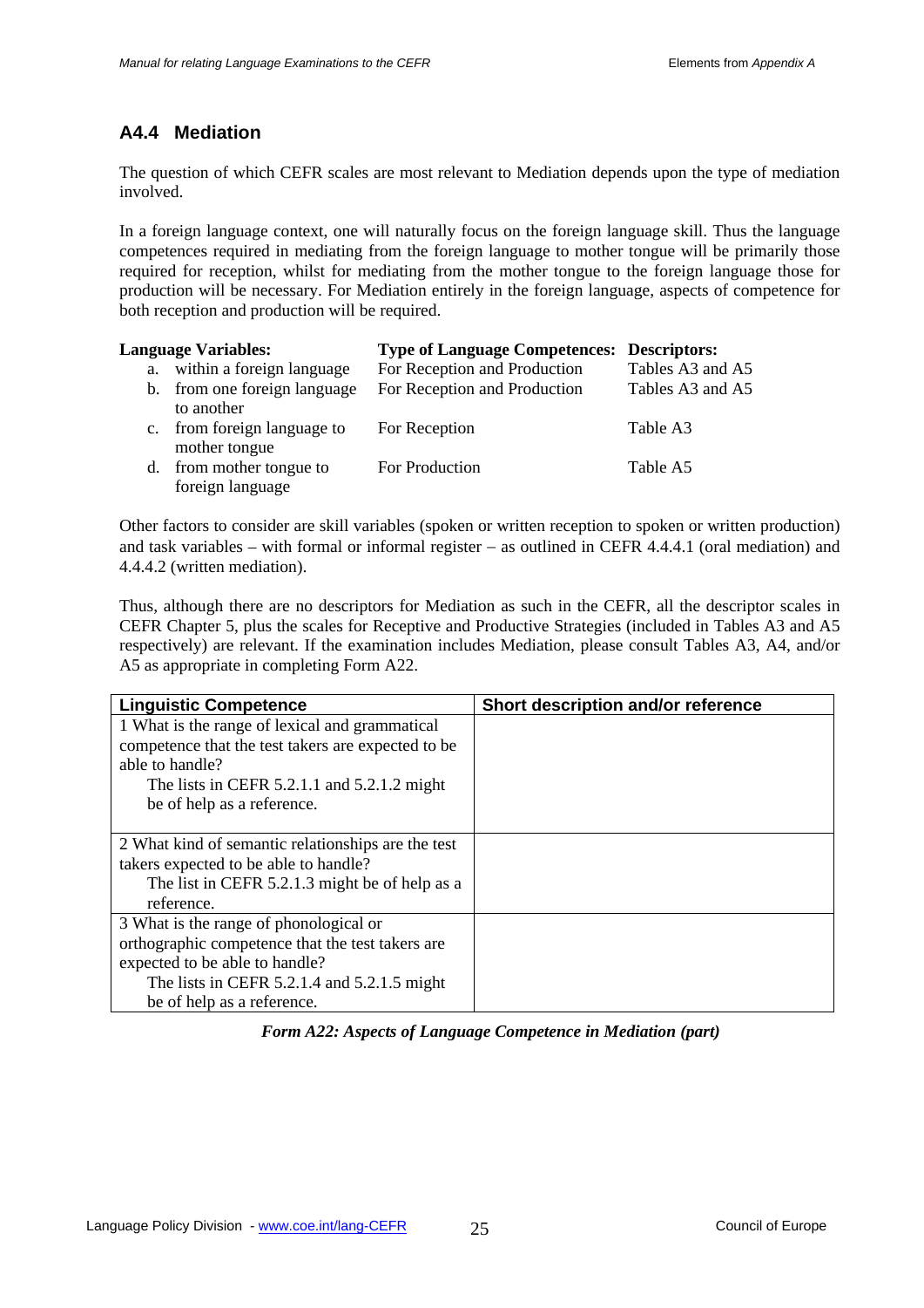## A4.4 Mediation

The question of which CEFR scales are most relevant to Mediation depends upon the type of mediation involved.

In a foreign language context, one will naturally focus on the foreign language skill. Thus the language competences required in mediating from the foreign language to mother tongue will be primarily those required for reception, whilst for mediating from the mother tongue to the foreign language those for production will be necessary. For Mediation entirely in the foreign language, aspects of competence for both reception and production will be required.

| **Language Variables:** | **Type of Language Competences:** | **Descriptors:** |
|---|---|---|
| a. within a foreign language | For Reception and Production | Tables A3 and A5 |
| b. from one foreign language to another | For Reception and Production | Tables A3 and A5 |
| c. from foreign language to mother tongue | For Reception | Table A3 |
| d. from mother tongue to foreign language | For Production | Table A5 |

Other factors to consider are skill variables (spoken or written reception to spoken or written production) and task variables – with formal or informal register – as outlined in CEFR 4.4.4.1 (oral mediation) and 4.4.4.2 (written mediation).

Thus, although there are no descriptors for Mediation as such in the CEFR, all the descriptor scales in CEFR Chapter 5, plus the scales for Receptive and Productive Strategies (included in Tables A3 and A5 respectively) are relevant. If the examination includes Mediation, please consult Tables A3, A4, and/or A5 as appropriate in completing Form A22.

| **Linguistic Competence** | **Short description and/or reference** |
|---|---|
| 1 What is the range of lexical and grammatical competence that the test takers are expected to be able to handle? The lists in CEFR 5.2.1.1 and 5.2.1.2 might be of help as a reference. | |
| 2 What kind of semantic relationships are the test takers expected to be able to handle? The list in CEFR 5.2.1.3 might be of help as a reference. | |
| 3 What is the range of phonological or orthographic competence that the test takers are expected to be able to handle? The lists in CEFR 5.2.1.4 and 5.2.1.5 might be of help as a reference. | |

***Form A22: Aspects of Language Competence in Mediation (part)***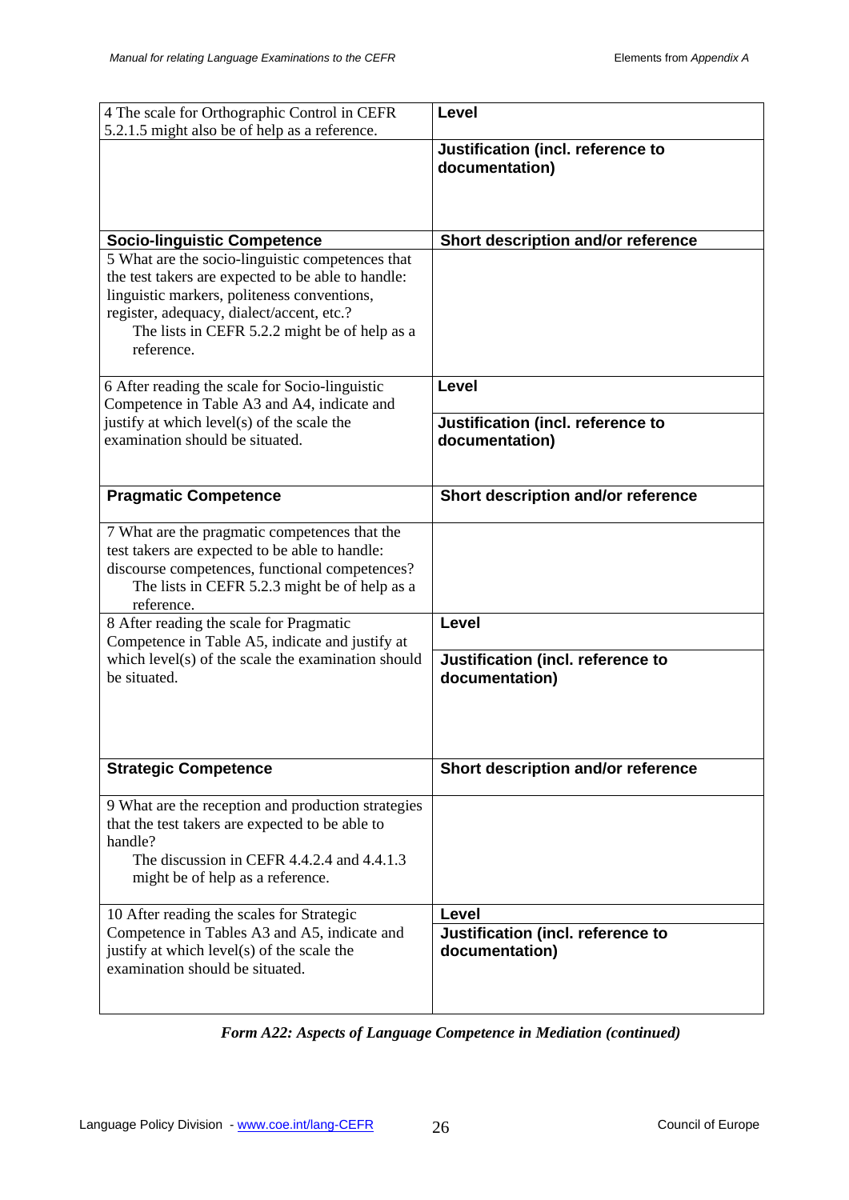| 4 The scale for Orthographic Control in CEFR 5.2.1.5 might also be of help as a reference. | **Level** |
|---|---|
| | **Justification (incl. reference to documentation)** |
| **Socio-linguistic Competence** | **Short description and/or reference** |
| 5 What are the socio-linguistic competences that the test takers are expected to be able to handle: linguistic markers, politeness conventions, register, adequacy, dialect/accent, etc.? The lists in CEFR 5.2.2 might be of help as a reference. | |
| 6 After reading the scale for Socio-linguistic Competence in Table A3 and A4, indicate and justify at which level(s) of the scale the examination should be situated. | **Level** |
| | **Justification (incl. reference to documentation)** |
| **Pragmatic Competence** | **Short description and/or reference** |
| 7 What are the pragmatic competences that the test takers are expected to be able to handle: discourse competences, functional competences? The lists in CEFR 5.2.3 might be of help as a reference. | |
| 8 After reading the scale for Pragmatic Competence in Table A5, indicate and justify at which level(s) of the scale the examination should be situated. | **Level** |
| | **Justification (incl. reference to documentation)** |
| **Strategic Competence** | **Short description and/or reference** |
| 9 What are the reception and production strategies that the test takers are expected to be able to handle? The discussion in CEFR 4.4.2.4 and 4.4.1.3 might be of help as a reference. | |
| 10 After reading the scales for Strategic Competence in Tables A3 and A5, indicate and justify at which level(s) of the scale the examination should be situated. | **Level** |
| | **Justification (incl. reference to documentation)** |

***Form A22: Aspects of Language Competence in Mediation (continued)***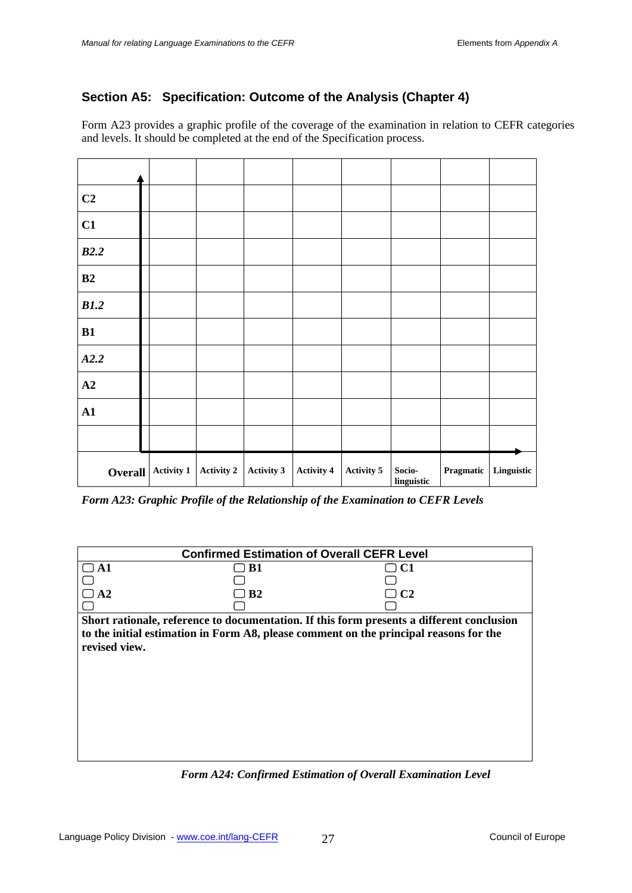## Section A5: Specification: Outcome of the Analysis (Chapter 4)

Form A23 provides a graphic profile of the coverage of the examination in relation to CEFR categories and levels. It should be completed at the end of the Specification process.

| | | | | | | | | |
|---|---|---|---|---|---|---|---|---|
| | | | | | | | | |
| **C2** | | | | | | | | |
| **C1** | | | | | | | | |
| ***B2.2*** | | | | | | | | |
| **B2** | | | | | | | | |
| ***B1.2*** | | | | | | | | |
| **B1** | | | | | | | | |
| ***A2.2*** | | | | | | | | |
| **A2** | | | | | | | | |
| **A1** | | | | | | | | |
| | | | | | | | | |
| **Overall** | **Activity 1** | **Activity 2** | **Activity 3** | **Activity 4** | **Activity 5** | **Socio-linguistic** | **Pragmatic** | **Linguistic** |

*Form A23: Graphic Profile of the Relationship of the Examination to CEFR Levels*

| Confirmed Estimation of Overall CEFR Level | | |
|---|---|---|
| ☐ **A1** | ☐ **B1** | ☐ **C1** |
| ☐ | ☐ | ☐ |
| ☐ **A2** | ☐ **B2** | ☐ **C2** |
| ☐ | ☐ | ☐ |
| **Short rationale, reference to documentation. If this form presents a different conclusion to the initial estimation in Form A8, please comment on the principal reasons for the revised view.** | | |

*Form A24: Confirmed Estimation of Overall Examination Level*